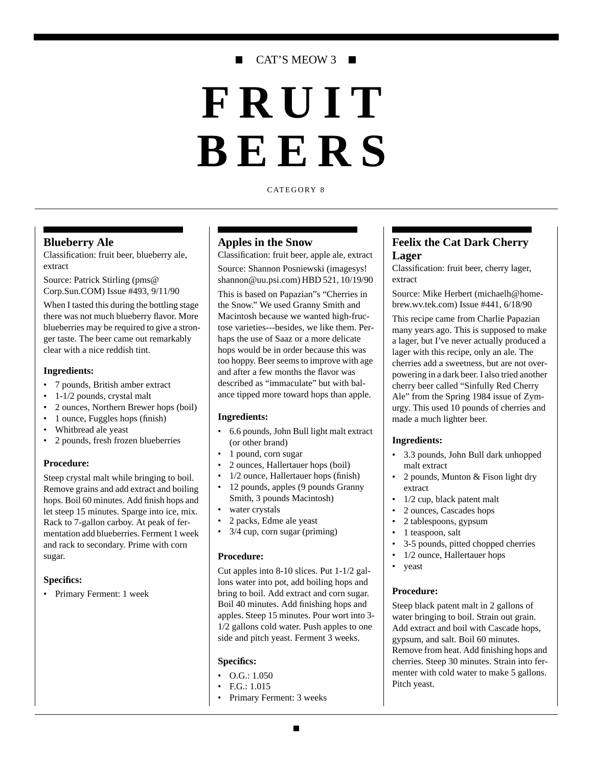CAT'S MEOW 3

# FRUIT BEERS

CATEGORY 8

## Blueberry Ale

Classification: fruit beer, blueberry ale, extract

Source: Patrick Stirling (pms@Corp.Sun.COM) Issue #493, 9/11/90

When I tasted this during the bottling stage there was not much blueberry flavor. More blueberries may be required to give a stronger taste. The beer came out remarkably clear with a nice reddish tint.

**Ingredients:**

- 7 pounds, British amber extract
- 1-1/2 pounds, crystal malt
- 2 ounces, Northern Brewer hops (boil)
- 1 ounce, Fuggles hops (finish)
- Whitbread ale yeast
- 2 pounds, fresh frozen blueberries

**Procedure:**

Steep crystal malt while bringing to boil. Remove grains and add extract and boiling hops. Boil 60 minutes. Add finish hops and let steep 15 minutes. Sparge into ice, mix. Rack to 7-gallon carboy. At peak of fermentation add blueberries. Ferment 1 week and rack to secondary. Prime with corn sugar.

**Specifics:**

- Primary Ferment: 1 week

## Apples in the Snow

Classification: fruit beer, apple ale, extract

Source: Shannon Posniewski (imagesys!shannon@uu.psi.com) HBD 521, 10/19/90

This is based on Papazian"s "Cherries in the Snow." We used Granny Smith and Macintosh because we wanted high-fructose varieties---besides, we like them. Perhaps the use of Saaz or a more delicate hops would be in order because this was too hoppy. Beer seems to improve with age and after a few months the flavor was described as "immaculate" but with balance tipped more toward hops than apple.

**Ingredients:**

- 6.6 pounds, John Bull light malt extract (or other brand)
- 1 pound, corn sugar
- 2 ounces, Hallertauer hops (boil)
- 1/2 ounce, Hallertauer hops (finish)
- 12 pounds, apples (9 pounds Granny Smith, 3 pounds Macintosh)
- water crystals
- 2 packs, Edme ale yeast
- 3/4 cup, corn sugar (priming)

**Procedure:**

Cut apples into 8-10 slices. Put 1-1/2 gallons water into pot, add boiling hops and bring to boil. Add extract and corn sugar. Boil 40 minutes. Add finishing hops and apples. Steep 15 minutes. Pour wort into 3-1/2 gallons cold water. Push apples to one side and pitch yeast. Ferment 3 weeks.

**Specifics:**

- O.G.: 1.050
- F.G.: 1.015
- Primary Ferment: 3 weeks

## Feelix the Cat Dark Cherry Lager

Classification: fruit beer, cherry lager, extract

Source: Mike Herbert (michaelh@homebrew.wv.tek.com) Issue #441, 6/18/90

This recipe came from Charlie Papazian many years ago. This is supposed to make a lager, but I've never actually produced a lager with this recipe, only an ale. The cherries add a sweetness, but are not overpowering in a dark beer. I also tried another cherry beer called "Sinfully Red Cherry Ale" from the Spring 1984 issue of Zymurgy. This used 10 pounds of cherries and made a much lighter beer.

**Ingredients:**

- 3.3 pounds, John Bull dark unhopped malt extract
- 2 pounds, Munton & Fison light dry extract
- 1/2 cup, black patent malt
- 2 ounces, Cascades hops
- 2 tablespoons, gypsum
- 1 teaspoon, salt
- 3-5 pounds, pitted chopped cherries
- 1/2 ounce, Hallertauer hops
- yeast

**Procedure:**

Steep black patent malt in 2 gallons of water bringing to boil. Strain out grain. Add extract and boil with Cascade hops, gypsum, and salt. Boil 60 minutes. Remove from heat. Add finishing hops and cherries. Steep 30 minutes. Strain into fermenter with cold water to make 5 gallons. Pitch yeast.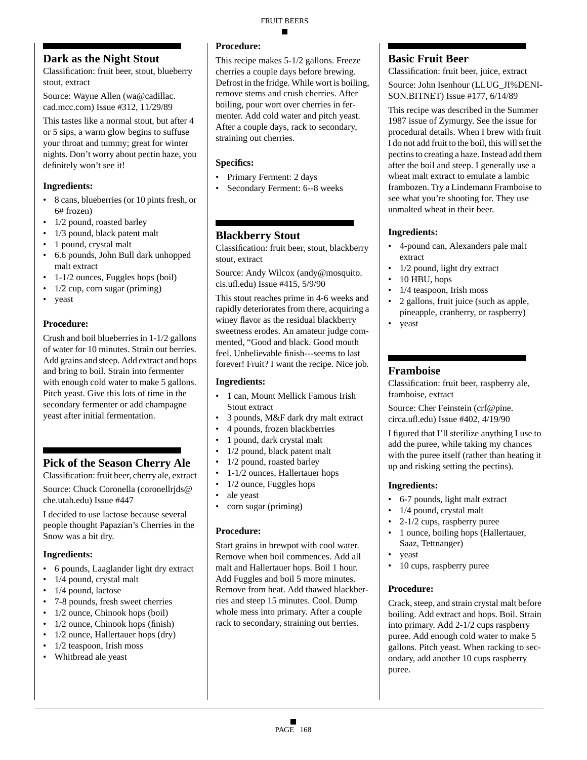## Dark as the Night Stout

Classification: fruit beer, stout, blueberry stout, extract

Source: Wayne Allen (wa@cadillac.cad.mcc.com) Issue #312, 11/29/89

This tastes like a normal stout, but after 4 or 5 sips, a warm glow begins to suffuse your throat and tummy; great for winter nights. Don't worry about pectin haze, you definitely won't see it!

### Ingredients:

- 8 cans, blueberries (or 10 pints fresh, or 6# frozen)
- 1/2 pound, roasted barley
- 1/3 pound, black patent malt
- 1 pound, crystal malt
- 6.6 pounds, John Bull dark unhopped malt extract
- 1-1/2 ounces, Fuggles hops (boil)
- 1/2 cup, corn sugar (priming)
- yeast

### Procedure:

Crush and boil blueberries in 1-1/2 gallons of water for 10 minutes. Strain out berries. Add grains and steep. Add extract and hops and bring to boil. Strain into fermenter with enough cold water to make 5 gallons. Pitch yeast. Give this lots of time in the secondary fermenter or add champagne yeast after initial fermentation.

## Pick of the Season Cherry Ale

Classification: fruit beer, cherry ale, extract

Source: Chuck Coronella (coronellrjds@che.utah.edu) Issue #447

I decided to use lactose because several people thought Papazian's Cherries in the Snow was a bit dry.

### Ingredients:

- 6 pounds, Laaglander light dry extract
- 1/4 pound, crystal malt
- 1/4 pound, lactose
- 7-8 pounds, fresh sweet cherries
- 1/2 ounce, Chinook hops (boil)
- 1/2 ounce, Chinook hops (finish)
- 1/2 ounce, Hallertauer hops (dry)
- 1/2 teaspoon, Irish moss
- Whitbread ale yeast

### Procedure:

This recipe makes 5-1/2 gallons. Freeze cherries a couple days before brewing. Defrost in the fridge. While wort is boiling, remove stems and crush cherries. After boiling, pour wort over cherries in fermenter. Add cold water and pitch yeast. After a couple days, rack to secondary, straining out cherries.

### Specifics:

- Primary Ferment: 2 days
- Secondary Ferment: 6--8 weeks

## Blackberry Stout

Classification: fruit beer, stout, blackberry stout, extract

Source: Andy Wilcox (andy@mosquito.cis.ufl.edu) Issue #415, 5/9/90

This stout reaches prime in 4-6 weeks and rapidly deteriorates from there, acquiring a winey flavor as the residual blackberry sweetness erodes. An amateur judge commented, "Good and black. Good mouth feel. Unbelievable finish---seems to last forever! Fruit? I want the recipe. Nice job.

### Ingredients:

- 1 can, Mount Mellick Famous Irish Stout extract
- 3 pounds, M&F dark dry malt extract
- 4 pounds, frozen blackberries
- 1 pound, dark crystal malt
- 1/2 pound, black patent malt
- 1/2 pound, roasted barley
- 1-1/2 ounces, Hallertauer hops
- 1/2 ounce, Fuggles hops
- ale yeast
- corn sugar (priming)

### Procedure:

Start grains in brewpot with cool water. Remove when boil commences. Add all malt and Hallertauer hops. Boil 1 hour. Add Fuggles and boil 5 more minutes. Remove from heat. Add thawed blackberries and steep 15 minutes. Cool. Dump whole mess into primary. After a couple rack to secondary, straining out berries.

## Basic Fruit Beer

Classification: fruit beer, juice, extract

Source: John Isenhour (LLUG_JI%DENISON.BITNET) Issue #177, 6/14/89

This recipe was described in the Summer 1987 issue of Zymurgy. See the issue for procedural details. When I brew with fruit I do not add fruit to the boil, this will set the pectins to creating a haze. Instead add them after the boil and steep. I generally use a wheat malt extract to emulate a lambic frambozen. Try a Lindemann Framboise to see what you're shooting for. They use unmalted wheat in their beer.

### Ingredients:

- 4-pound can, Alexanders pale malt extract
- 1/2 pound, light dry extract
- 10 HBU, hops
- 1/4 teaspoon, Irish moss
- 2 gallons, fruit juice (such as apple, pineapple, cranberry, or raspberry)
- yeast

## Framboise

Classification: fruit beer, raspberry ale, framboise, extract

Source: Cher Feinstein (crf@pine.circa.ufl.edu) Issue #402, 4/19/90

I figured that I'll sterilize anything I use to add the puree, while taking my chances with the puree itself (rather than heating it up and risking setting the pectins).

### Ingredients:

- 6-7 pounds, light malt extract
- 1/4 pound, crystal malt
- 2-1/2 cups, raspberry puree
- 1 ounce, boiling hops (Hallertauer, Saaz, Tettnanger)
- yeast
- 10 cups, raspberry puree

### Procedure:

Crack, steep, and strain crystal malt before boiling. Add extract and hops. Boil. Strain into primary. Add 2-1/2 cups raspberry puree. Add enough cold water to make 5 gallons. Pitch yeast. When racking to secondary, add another 10 cups raspberry puree.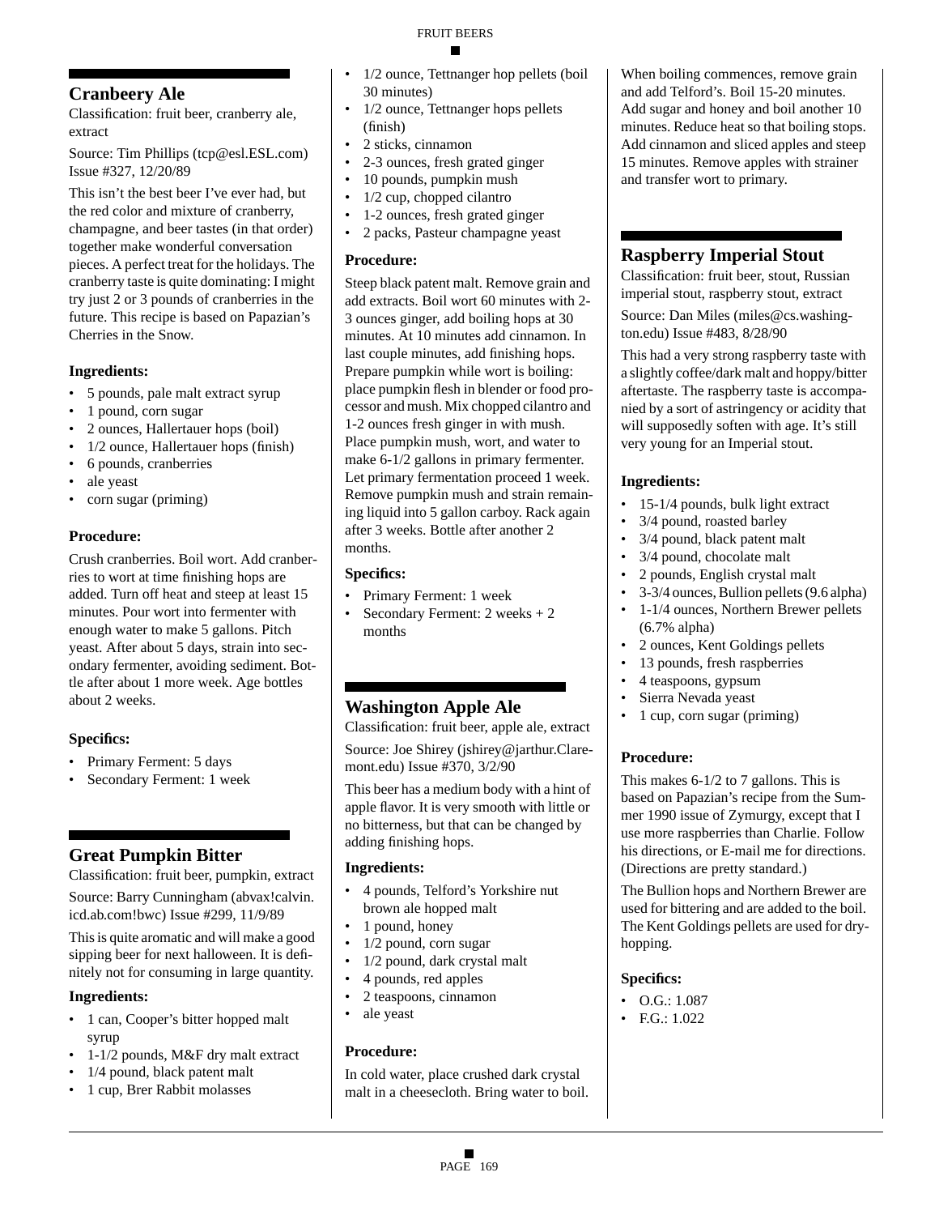## Cranbeery Ale

Classification: fruit beer, cranberry ale, extract

Source: Tim Phillips (tcp@esl.ESL.com) Issue #327, 12/20/89

This isn't the best beer I've ever had, but the red color and mixture of cranberry, champagne, and beer tastes (in that order) together make wonderful conversation pieces. A perfect treat for the holidays. The cranberry taste is quite dominating: I might try just 2 or 3 pounds of cranberries in the future. This recipe is based on Papazian's Cherries in the Snow.

### Ingredients:

- 5 pounds, pale malt extract syrup
- 1 pound, corn sugar
- 2 ounces, Hallertauer hops (boil)
- 1/2 ounce, Hallertauer hops (finish)
- 6 pounds, cranberries
- ale yeast
- corn sugar (priming)

### Procedure:

Crush cranberries. Boil wort. Add cranberries to wort at time finishing hops are added. Turn off heat and steep at least 15 minutes. Pour wort into fermenter with enough water to make 5 gallons. Pitch yeast. After about 5 days, strain into secondary fermenter, avoiding sediment. Bottle after about 1 more week. Age bottles about 2 weeks.

### Specifics:

- Primary Ferment: 5 days
- Secondary Ferment: 1 week

## Great Pumpkin Bitter

Classification: fruit beer, pumpkin, extract

Source: Barry Cunningham (abvax!calvin.icd.ab.com!bwc) Issue #299, 11/9/89

This is quite aromatic and will make a good sipping beer for next halloween. It is definitely not for consuming in large quantity.

### Ingredients:

- 1 can, Cooper's bitter hopped malt syrup
- 1-1/2 pounds, M&F dry malt extract
- 1/4 pound, black patent malt
- 1 cup, Brer Rabbit molasses
- 1/2 ounce, Tettnanger hop pellets (boil 30 minutes)
- 1/2 ounce, Tettnanger hops pellets (finish)
- 2 sticks, cinnamon
- 2-3 ounces, fresh grated ginger
- 10 pounds, pumpkin mush
- 1/2 cup, chopped cilantro
- 1-2 ounces, fresh grated ginger
- 2 packs, Pasteur champagne yeast

### Procedure:

Steep black patent malt. Remove grain and add extracts. Boil wort 60 minutes with 2-3 ounces ginger, add boiling hops at 30 minutes. At 10 minutes add cinnamon. In last couple minutes, add finishing hops. Prepare pumpkin while wort is boiling: place pumpkin flesh in blender or food processor and mush. Mix chopped cilantro and 1-2 ounces fresh ginger in with mush. Place pumpkin mush, wort, and water to make 6-1/2 gallons in primary fermenter. Let primary fermentation proceed 1 week. Remove pumpkin mush and strain remaining liquid into 5 gallon carboy. Rack again after 3 weeks. Bottle after another 2 months.

### Specifics:

- Primary Ferment: 1 week
- Secondary Ferment: 2 weeks + 2 months

## Washington Apple Ale

Classification: fruit beer, apple ale, extract

Source: Joe Shirey (jshirey@jarthur.Claremont.edu) Issue #370, 3/2/90

This beer has a medium body with a hint of apple flavor. It is very smooth with little or no bitterness, but that can be changed by adding finishing hops.

### Ingredients:

- 4 pounds, Telford's Yorkshire nut brown ale hopped malt
- 1 pound, honey
- 1/2 pound, corn sugar
- 1/2 pound, dark crystal malt
- 4 pounds, red apples
- 2 teaspoons, cinnamon
- ale yeast

### Procedure:

In cold water, place crushed dark crystal malt in a cheesecloth. Bring water to boil. When boiling commences, remove grain and add Telford's. Boil 15-20 minutes. Add sugar and honey and boil another 10 minutes. Reduce heat so that boiling stops. Add cinnamon and sliced apples and steep 15 minutes. Remove apples with strainer and transfer wort to primary.

## Raspberry Imperial Stout

Classification: fruit beer, stout, Russian imperial stout, raspberry stout, extract

Source: Dan Miles (miles@cs.washington.edu) Issue #483, 8/28/90

This had a very strong raspberry taste with a slightly coffee/dark malt and hoppy/bitter aftertaste. The raspberry taste is accompanied by a sort of astringency or acidity that will supposedly soften with age. It's still very young for an Imperial stout.

### Ingredients:

- 15-1/4 pounds, bulk light extract
- 3/4 pound, roasted barley
- 3/4 pound, black patent malt
- 3/4 pound, chocolate malt
- 2 pounds, English crystal malt
- 3-3/4 ounces, Bullion pellets (9.6 alpha)
- 1-1/4 ounces, Northern Brewer pellets (6.7% alpha)
- 2 ounces, Kent Goldings pellets
- 13 pounds, fresh raspberries
- 4 teaspoons, gypsum
- Sierra Nevada yeast
- 1 cup, corn sugar (priming)

### Procedure:

This makes 6-1/2 to 7 gallons. This is based on Papazian's recipe from the Summer 1990 issue of Zymurgy, except that I use more raspberries than Charlie. Follow his directions, or E-mail me for directions. (Directions are pretty standard.)

The Bullion hops and Northern Brewer are used for bittering and are added to the boil. The Kent Goldings pellets are used for dry-hopping.

### Specifics:

- O.G.: 1.087
- F.G.: 1.022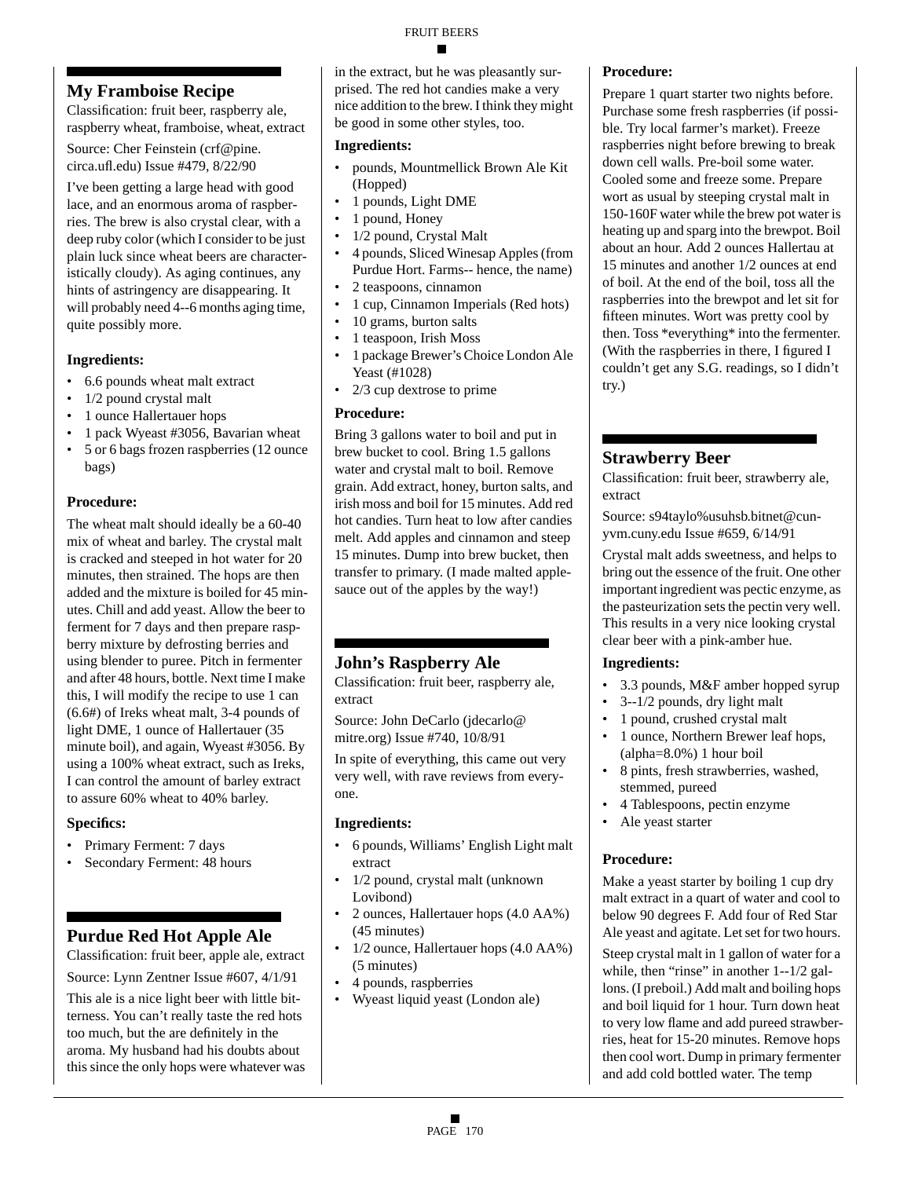## My Framboise Recipe

Classification: fruit beer, raspberry ale, raspberry wheat, framboise, wheat, extract

Source: Cher Feinstein (crf@pine.circa.ufl.edu) Issue #479, 8/22/90

I've been getting a large head with good lace, and an enormous aroma of raspberries. The brew is also crystal clear, with a deep ruby color (which I consider to be just plain luck since wheat beers are characteristically cloudy). As aging continues, any hints of astringency are disappearing. It will probably need 4--6 months aging time, quite possibly more.

### Ingredients:

- 6.6 pounds wheat malt extract
- 1/2 pound crystal malt
- 1 ounce Hallertauer hops
- 1 pack Wyeast #3056, Bavarian wheat
- 5 or 6 bags frozen raspberries (12 ounce bags)

### Procedure:

The wheat malt should ideally be a 60-40 mix of wheat and barley. The crystal malt is cracked and steeped in hot water for 20 minutes, then strained. The hops are then added and the mixture is boiled for 45 minutes. Chill and add yeast. Allow the beer to ferment for 7 days and then prepare raspberry mixture by defrosting berries and using blender to puree. Pitch in fermenter and after 48 hours, bottle. Next time I make this, I will modify the recipe to use 1 can (6.6#) of Ireks wheat malt, 3-4 pounds of light DME, 1 ounce of Hallertauer (35 minute boil), and again, Wyeast #3056. By using a 100% wheat extract, such as Ireks, I can control the amount of barley extract to assure 60% wheat to 40% barley.

### Specifics:

- Primary Ferment: 7 days
- Secondary Ferment: 48 hours

## Purdue Red Hot Apple Ale

Classification: fruit beer, apple ale, extract

Source: Lynn Zentner Issue #607, 4/1/91

This ale is a nice light beer with little bitterness. You can't really taste the red hots too much, but the are definitely in the aroma. My husband had his doubts about this since the only hops were whatever was in the extract, but he was pleasantly surprised. The red hot candies make a very nice addition to the brew. I think they might be good in some other styles, too.

### Ingredients:

- pounds, Mountmellick Brown Ale Kit (Hopped)
- 1 pounds, Light DME
- 1 pound, Honey
- 1/2 pound, Crystal Malt
- 4 pounds, Sliced Winesap Apples (from Purdue Hort. Farms-- hence, the name)
- 2 teaspoons, cinnamon
- 1 cup, Cinnamon Imperials (Red hots)
- 10 grams, burton salts
- 1 teaspoon, Irish Moss
- 1 package Brewer's Choice London Ale Yeast (#1028)
- 2/3 cup dextrose to prime

### Procedure:

Bring 3 gallons water to boil and put in brew bucket to cool. Bring 1.5 gallons water and crystal malt to boil. Remove grain. Add extract, honey, burton salts, and irish moss and boil for 15 minutes. Add red hot candies. Turn heat to low after candies melt. Add apples and cinnamon and steep 15 minutes. Dump into brew bucket, then transfer to primary. (I made malted applesauce out of the apples by the way!)

## John's Raspberry Ale

Classification: fruit beer, raspberry ale, extract

Source: John DeCarlo (jdecarlo@mitre.org) Issue #740, 10/8/91

In spite of everything, this came out very very well, with rave reviews from everyone.

### Ingredients:

- 6 pounds, Williams' English Light malt extract
- 1/2 pound, crystal malt (unknown Lovibond)
- 2 ounces, Hallertauer hops (4.0 AA%) (45 minutes)
- 1/2 ounce, Hallertauer hops (4.0 AA%) (5 minutes)
- 4 pounds, raspberries
- Wyeast liquid yeast (London ale)

### Procedure:

Prepare 1 quart starter two nights before. Purchase some fresh raspberries (if possible. Try local farmer's market). Freeze raspberries night before brewing to break down cell walls. Pre-boil some water. Cooled some and freeze some. Prepare wort as usual by steeping crystal malt in 150-160F water while the brew pot water is heating up and sparg into the brewpot. Boil about an hour. Add 2 ounces Hallertau at 15 minutes and another 1/2 ounces at end of boil. At the end of the boil, toss all the raspberries into the brewpot and let sit for fifteen minutes. Wort was pretty cool by then. Toss *everything* into the fermenter. (With the raspberries in there, I figured I couldn't get any S.G. readings, so I didn't try.)

## Strawberry Beer

Classification: fruit beer, strawberry ale, extract

Source: s94taylo%usuhsb.bitnet@cunyvm.cuny.edu Issue #659, 6/14/91

Crystal malt adds sweetness, and helps to bring out the essence of the fruit. One other important ingredient was pectic enzyme, as the pasteurization sets the pectin very well. This results in a very nice looking crystal clear beer with a pink-amber hue.

### Ingredients:

- 3.3 pounds, M&F amber hopped syrup
- 3--1/2 pounds, dry light malt
- 1 pound, crushed crystal malt
- 1 ounce, Northern Brewer leaf hops, (alpha=8.0%) 1 hour boil
- 8 pints, fresh strawberries, washed, stemmed, pureed
- 4 Tablespoons, pectin enzyme
- Ale yeast starter

### Procedure:

Make a yeast starter by boiling 1 cup dry malt extract in a quart of water and cool to below 90 degrees F. Add four of Red Star Ale yeast and agitate. Let set for two hours.

Steep crystal malt in 1 gallon of water for a while, then "rinse" in another 1--1/2 gallons. (I preboil.) Add malt and boiling hops and boil liquid for 1 hour. Turn down heat to very low flame and add pureed strawberries, heat for 15-20 minutes. Remove hops then cool wort. Dump in primary fermenter and add cold bottled water. The temp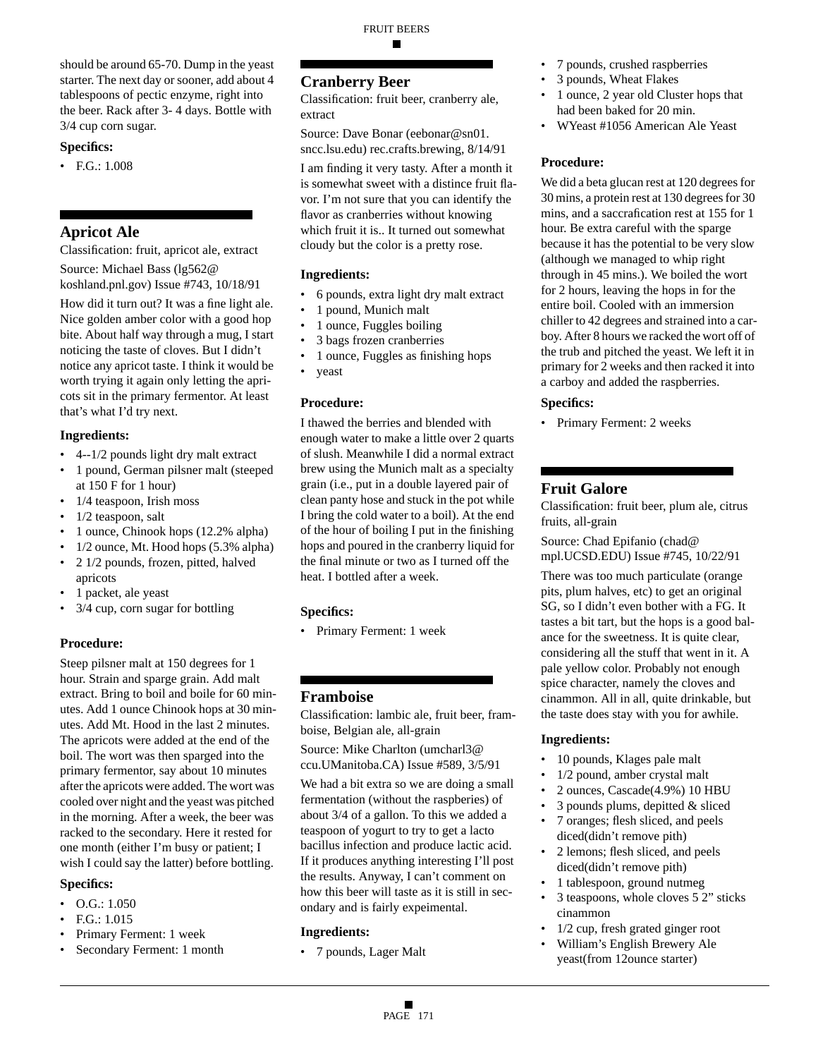should be around 65-70. Dump in the yeast starter. The next day or sooner, add about 4 tablespoons of pectic enzyme, right into the beer. Rack after 3- 4 days. Bottle with 3/4 cup corn sugar.

### Specifics:

- F.G.: 1.008

## Apricot Ale

Classification: fruit, apricot ale, extract

Source: Michael Bass (lg562@koshland.pnl.gov) Issue #743, 10/18/91

How did it turn out? It was a fine light ale. Nice golden amber color with a good hop bite. About half way through a mug, I start noticing the taste of cloves. But I didn't notice any apricot taste. I think it would be worth trying it again only letting the apricots sit in the primary fermentor. At least that's what I'd try next.

### Ingredients:

- 4--1/2 pounds light dry malt extract
- 1 pound, German pilsner malt (steeped at 150 F for 1 hour)
- 1/4 teaspoon, Irish moss
- 1/2 teaspoon, salt
- 1 ounce, Chinook hops (12.2% alpha)
- 1/2 ounce, Mt. Hood hops (5.3% alpha)
- 2 1/2 pounds, frozen, pitted, halved apricots
- 1 packet, ale yeast
- 3/4 cup, corn sugar for bottling

### Procedure:

Steep pilsner malt at 150 degrees for 1 hour. Strain and sparge grain. Add malt extract. Bring to boil and boile for 60 minutes. Add 1 ounce Chinook hops at 30 minutes. Add Mt. Hood in the last 2 minutes. The apricots were added at the end of the boil. The wort was then sparged into the primary fermentor, say about 10 minutes after the apricots were added. The wort was cooled over night and the yeast was pitched in the morning. After a week, the beer was racked to the secondary. Here it rested for one month (either I'm busy or patient; I wish I could say the latter) before bottling.

### Specifics:

- O.G.: 1.050
- F.G.: 1.015
- Primary Ferment: 1 week
- Secondary Ferment: 1 month

## Cranberry Beer

Classification: fruit beer, cranberry ale, extract

Source: Dave Bonar (eebonar@sn01.sncc.lsu.edu) rec.crafts.brewing, 8/14/91

I am finding it very tasty. After a month it is somewhat sweet with a distince fruit flavor. I'm not sure that you can identify the flavor as cranberries without knowing which fruit it is.. It turned out somewhat cloudy but the color is a pretty rose.

### Ingredients:

- 6 pounds, extra light dry malt extract
- 1 pound, Munich malt
- 1 ounce, Fuggles boiling
- 3 bags frozen cranberries
- 1 ounce, Fuggles as finishing hops
- yeast

### Procedure:

I thawed the berries and blended with enough water to make a little over 2 quarts of slush. Meanwhile I did a normal extract brew using the Munich malt as a specialty grain (i.e., put in a double layered pair of clean panty hose and stuck in the pot while I bring the cold water to a boil). At the end of the hour of boiling I put in the finishing hops and poured in the cranberry liquid for the final minute or two as I turned off the heat. I bottled after a week.

### Specifics:

- Primary Ferment: 1 week

## Framboise

Classification: lambic ale, fruit beer, framboise, Belgian ale, all-grain

Source: Mike Charlton (umcharl3@ccu.UManitoba.CA) Issue #589, 3/5/91

We had a bit extra so we are doing a small fermentation (without the raspberies) of about 3/4 of a gallon. To this we added a teaspoon of yogurt to try to get a lacto bacillus infection and produce lactic acid. If it produces anything interesting I'll post the results. Anyway, I can't comment on how this beer will taste as it is still in secondary and is fairly expeimental.

### Ingredients:

- 7 pounds, Lager Malt
- 7 pounds, crushed raspberries
- 3 pounds, Wheat Flakes
- 1 ounce, 2 year old Cluster hops that had been baked for 20 min.
- WYeast #1056 American Ale Yeast

### Procedure:

We did a beta glucan rest at 120 degrees for 30 mins, a protein rest at 130 degrees for 30 mins, and a saccrafication rest at 155 for 1 hour. Be extra careful with the sparge because it has the potential to be very slow (although we managed to whip right through in 45 mins.). We boiled the wort for 2 hours, leaving the hops in for the entire boil. Cooled with an immersion chiller to 42 degrees and strained into a carboy. After 8 hours we racked the wort off of the trub and pitched the yeast. We left it in primary for 2 weeks and then racked it into a carboy and added the raspberries.

### Specifics:

- Primary Ferment: 2 weeks

## Fruit Galore

Classification: fruit beer, plum ale, citrus fruits, all-grain

Source: Chad Epifanio (chad@mpl.UCSD.EDU) Issue #745, 10/22/91

There was too much particulate (orange pits, plum halves, etc) to get an original SG, so I didn't even bother with a FG. It tastes a bit tart, but the hops is a good balance for the sweetness. It is quite clear, considering all the stuff that went in it. A pale yellow color. Probably not enough spice character, namely the cloves and cinnamon. All in all, quite drinkable, but the taste does stay with you for awhile.

### Ingredients:

- 10 pounds, Klages pale malt
- 1/2 pound, amber crystal malt
- 2 ounces, Cascade(4.9%) 10 HBU
- 3 pounds plums, depitted & sliced
- 7 oranges; flesh sliced, and peels diced(didn't remove pith)
- 2 lemons; flesh sliced, and peels diced(didn't remove pith)
- 1 tablespoon, ground nutmeg
- 3 teaspoons, whole cloves 5 2" sticks cinnamon
- 1/2 cup, fresh grated ginger root
- William's English Brewery Ale yeast(from 12ounce starter)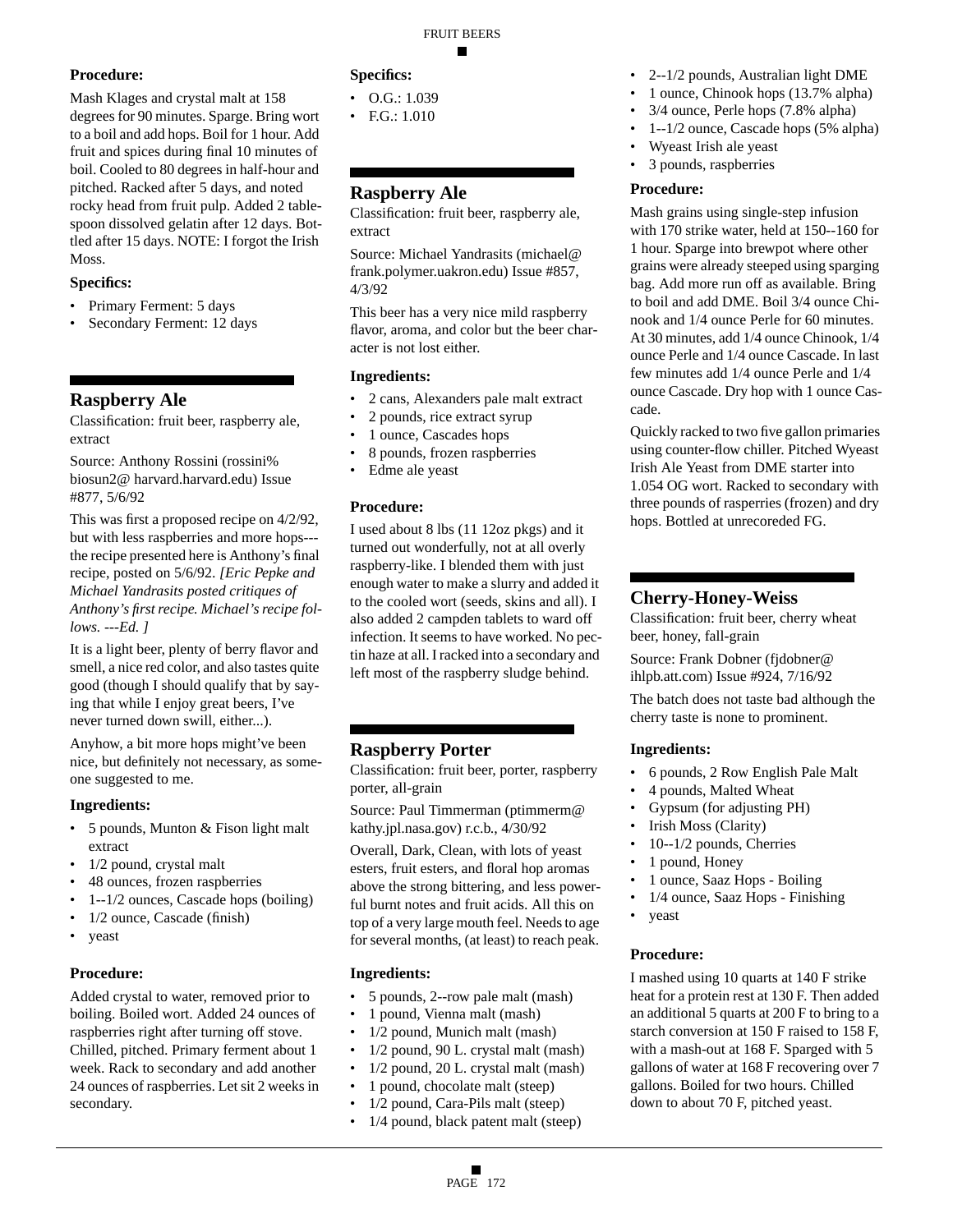### Procedure:

Mash Klages and crystal malt at 158 degrees for 90 minutes. Sparge. Bring wort to a boil and add hops. Boil for 1 hour. Add fruit and spices during final 10 minutes of boil. Cooled to 80 degrees in half-hour and pitched. Racked after 5 days, and noted rocky head from fruit pulp. Added 2 tablespoon dissolved gelatin after 12 days. Bottled after 15 days. NOTE: I forgot the Irish Moss.

### Specifics:

- Primary Ferment: 5 days
- Secondary Ferment: 12 days

## Raspberry Ale

Classification: fruit beer, raspberry ale, extract

Source: Anthony Rossini (rossini% biosun2@ harvard.harvard.edu) Issue #877, 5/6/92

This was first a proposed recipe on 4/2/92, but with less raspberries and more hops---the recipe presented here is Anthony's final recipe, posted on 5/6/92. *[Eric Pepke and Michael Yandrasits posted critiques of Anthony's first recipe. Michael's recipe follows. ---Ed. ]*

It is a light beer, plenty of berry flavor and smell, a nice red color, and also tastes quite good (though I should qualify that by saying that while I enjoy great beers, I've never turned down swill, either...).

Anyhow, a bit more hops might've been nice, but definitely not necessary, as someone suggested to me.

### Ingredients:

- 5 pounds, Munton & Fison light malt extract
- 1/2 pound, crystal malt
- 48 ounces, frozen raspberries
- 1--1/2 ounces, Cascade hops (boiling)
- 1/2 ounce, Cascade (finish)
- yeast

### Procedure:

Added crystal to water, removed prior to boiling. Boiled wort. Added 24 ounces of raspberries right after turning off stove. Chilled, pitched. Primary ferment about 1 week. Rack to secondary and add another 24 ounces of raspberries. Let sit 2 weeks in secondary.

### Specifics:

- O.G.: 1.039
- F.G.: 1.010

## Raspberry Ale

Classification: fruit beer, raspberry ale, extract

Source: Michael Yandrasits (michael@ frank.polymer.uakron.edu) Issue #857, 4/3/92

This beer has a very nice mild raspberry flavor, aroma, and color but the beer character is not lost either.

### Ingredients:

- 2 cans, Alexanders pale malt extract
- 2 pounds, rice extract syrup
- 1 ounce, Cascades hops
- 8 pounds, frozen raspberries
- Edme ale yeast

### Procedure:

I used about 8 lbs (11 12oz pkgs) and it turned out wonderfully, not at all overly raspberry-like. I blended them with just enough water to make a slurry and added it to the cooled wort (seeds, skins and all). I also added 2 campden tablets to ward off infection. It seems to have worked. No pectin haze at all. I racked into a secondary and left most of the raspberry sludge behind.

## Raspberry Porter

Classification: fruit beer, porter, raspberry porter, all-grain

Source: Paul Timmerman (ptimmerm@ kathy.jpl.nasa.gov) r.c.b., 4/30/92

Overall, Dark, Clean, with lots of yeast esters, fruit esters, and floral hop aromas above the strong bittering, and less powerful burnt notes and fruit acids. All this on top of a very large mouth feel. Needs to age for several months, (at least) to reach peak.

### Ingredients:

- 5 pounds, 2--row pale malt (mash)
- 1 pound, Vienna malt (mash)
- 1/2 pound, Munich malt (mash)
- 1/2 pound, 90 L. crystal malt (mash)
- 1/2 pound, 20 L. crystal malt (mash)
- 1 pound, chocolate malt (steep)
- 1/2 pound, Cara-Pils malt (steep)
- 1/4 pound, black patent malt (steep)
- 2--1/2 pounds, Australian light DME
- 1 ounce, Chinook hops (13.7% alpha)
- 3/4 ounce, Perle hops (7.8% alpha)
- 1--1/2 ounce, Cascade hops (5% alpha)
- Wyeast Irish ale yeast
- 3 pounds, raspberries

### Procedure:

Mash grains using single-step infusion with 170 strike water, held at 150--160 for 1 hour. Sparge into brewpot where other grains were already steeped using sparging bag. Add more run off as available. Bring to boil and add DME. Boil 3/4 ounce Chinook and 1/4 ounce Perle for 60 minutes. At 30 minutes, add 1/4 ounce Chinook, 1/4 ounce Perle and 1/4 ounce Cascade. In last few minutes add 1/4 ounce Perle and 1/4 ounce Cascade. Dry hop with 1 ounce Cascade.

Quickly racked to two five gallon primaries using counter-flow chiller. Pitched Wyeast Irish Ale Yeast from DME starter into 1.054 OG wort. Racked to secondary with three pounds of rasperries (frozen) and dry hops. Bottled at unrecoreded FG.

## Cherry-Honey-Weiss

Classification: fruit beer, cherry wheat beer, honey, fall-grain

Source: Frank Dobner (fjdobner@ ihlpb.att.com) Issue #924, 7/16/92

The batch does not taste bad although the cherry taste is none to prominent.

### Ingredients:

- 6 pounds, 2 Row English Pale Malt
- 4 pounds, Malted Wheat
- Gypsum (for adjusting PH)
- Irish Moss (Clarity)
- 10--1/2 pounds, Cherries
- 1 pound, Honey
- 1 ounce, Saaz Hops - Boiling
- 1/4 ounce, Saaz Hops - Finishing
- yeast

### Procedure:

I mashed using 10 quarts at 140 F strike heat for a protein rest at 130 F. Then added an additional 5 quarts at 200 F to bring to a starch conversion at 150 F raised to 158 F, with a mash-out at 168 F. Sparged with 5 gallons of water at 168 F recovering over 7 gallons. Boiled for two hours. Chilled down to about 70 F, pitched yeast.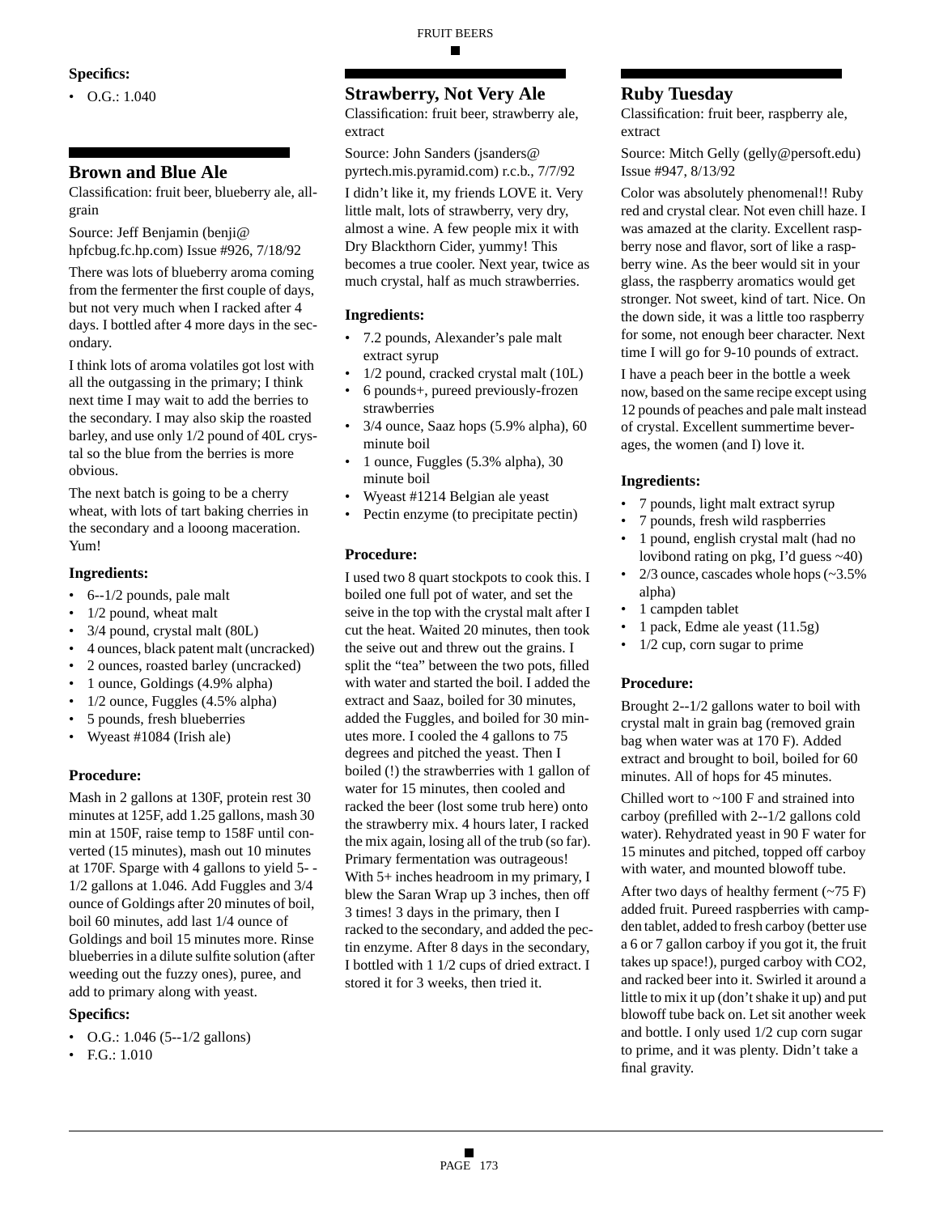**Specifics:**

- O.G.: 1.040

## Brown and Blue Ale

Classification: fruit beer, blueberry ale, all-grain

Source: Jeff Benjamin (benji@hpfcbug.fc.hp.com) Issue #926, 7/18/92

There was lots of blueberry aroma coming from the fermenter the first couple of days, but not very much when I racked after 4 days. I bottled after 4 more days in the secondary.

I think lots of aroma volatiles got lost with all the outgassing in the primary; I think next time I may wait to add the berries to the secondary. I may also skip the roasted barley, and use only 1/2 pound of 40L crystal so the blue from the berries is more obvious.

The next batch is going to be a cherry wheat, with lots of tart baking cherries in the secondary and a looong maceration. Yum!

**Ingredients:**

- 6--1/2 pounds, pale malt
- 1/2 pound, wheat malt
- 3/4 pound, crystal malt (80L)
- 4 ounces, black patent malt (uncracked)
- 2 ounces, roasted barley (uncracked)
- 1 ounce, Goldings (4.9% alpha)
- 1/2 ounce, Fuggles (4.5% alpha)
- 5 pounds, fresh blueberries
- Wyeast #1084 (Irish ale)

**Procedure:**

Mash in 2 gallons at 130F, protein rest 30 minutes at 125F, add 1.25 gallons, mash 30 min at 150F, raise temp to 158F until converted (15 minutes), mash out 10 minutes at 170F. Sparge with 4 gallons to yield 5--1/2 gallons at 1.046. Add Fuggles and 3/4 ounce of Goldings after 20 minutes of boil, boil 60 minutes, add last 1/4 ounce of Goldings and boil 15 minutes more. Rinse blueberries in a dilute sulfite solution (after weeding out the fuzzy ones), puree, and add to primary along with yeast.

**Specifics:**

- O.G.: 1.046 (5--1/2 gallons)
- F.G.: 1.010

## Strawberry, Not Very Ale

Classification: fruit beer, strawberry ale, extract

Source: John Sanders (jsanders@pyrtech.mis.pyramid.com) r.c.b., 7/7/92

I didn't like it, my friends LOVE it. Very little malt, lots of strawberry, very dry, almost a wine. A few people mix it with Dry Blackthorn Cider, yummy! This becomes a true cooler. Next year, twice as much crystal, half as much strawberries.

**Ingredients:**

- 7.2 pounds, Alexander's pale malt extract syrup
- 1/2 pound, cracked crystal malt (10L)
- 6 pounds+, pureed previously-frozen strawberries
- 3/4 ounce, Saaz hops (5.9% alpha), 60 minute boil
- 1 ounce, Fuggles (5.3% alpha), 30 minute boil
- Wyeast #1214 Belgian ale yeast
- Pectin enzyme (to precipitate pectin)

**Procedure:**

I used two 8 quart stockpots to cook this. I boiled one full pot of water, and set the seive in the top with the crystal malt after I cut the heat. Waited 20 minutes, then took the seive out and threw out the grains. I split the "tea" between the two pots, filled with water and started the boil. I added the extract and Saaz, boiled for 30 minutes, added the Fuggles, and boiled for 30 minutes more. I cooled the 4 gallons to 75 degrees and pitched the yeast. Then I boiled (!) the strawberries with 1 gallon of water for 15 minutes, then cooled and racked the beer (lost some trub here) onto the strawberry mix. 4 hours later, I racked the mix again, losing all of the trub (so far). Primary fermentation was outrageous! With 5+ inches headroom in my primary, I blew the Saran Wrap up 3 inches, then off 3 times! 3 days in the primary, then I racked to the secondary, and added the pectin enzyme. After 8 days in the secondary, I bottled with 1 1/2 cups of dried extract. I stored it for 3 weeks, then tried it.

## Ruby Tuesday

Classification: fruit beer, raspberry ale, extract

Source: Mitch Gelly (gelly@persoft.edu) Issue #947, 8/13/92

Color was absolutely phenomenal!! Ruby red and crystal clear. Not even chill haze. I was amazed at the clarity. Excellent raspberry nose and flavor, sort of like a raspberry wine. As the beer would sit in your glass, the raspberry aromatics would get stronger. Not sweet, kind of tart. Nice. On the down side, it was a little too raspberry for some, not enough beer character. Next time I will go for 9-10 pounds of extract.

I have a peach beer in the bottle a week now, based on the same recipe except using 12 pounds of peaches and pale malt instead of crystal. Excellent summertime beverages, the women (and I) love it.

**Ingredients:**

- 7 pounds, light malt extract syrup
- 7 pounds, fresh wild raspberries
- 1 pound, english crystal malt (had no lovibond rating on pkg, I'd guess ~40)
- 2/3 ounce, cascades whole hops (~3.5% alpha)
- 1 campden tablet
- 1 pack, Edme ale yeast (11.5g)
- 1/2 cup, corn sugar to prime

**Procedure:**

Brought 2--1/2 gallons water to boil with crystal malt in grain bag (removed grain bag when water was at 170 F). Added extract and brought to boil, boiled for 60 minutes. All of hops for 45 minutes.

Chilled wort to ~100 F and strained into carboy (prefilled with 2--1/2 gallons cold water). Rehydrated yeast in 90 F water for 15 minutes and pitched, topped off carboy with water, and mounted blowoff tube.

After two days of healthy ferment (~75 F) added fruit. Pureed raspberries with campden tablet, added to fresh carboy (better use a 6 or 7 gallon carboy if you got it, the fruit takes up space!), purged carboy with CO2, and racked beer into it. Swirled it around a little to mix it up (don't shake it up) and put blowoff tube back on. Let sit another week and bottle. I only used 1/2 cup corn sugar to prime, and it was plenty. Didn't take a final gravity.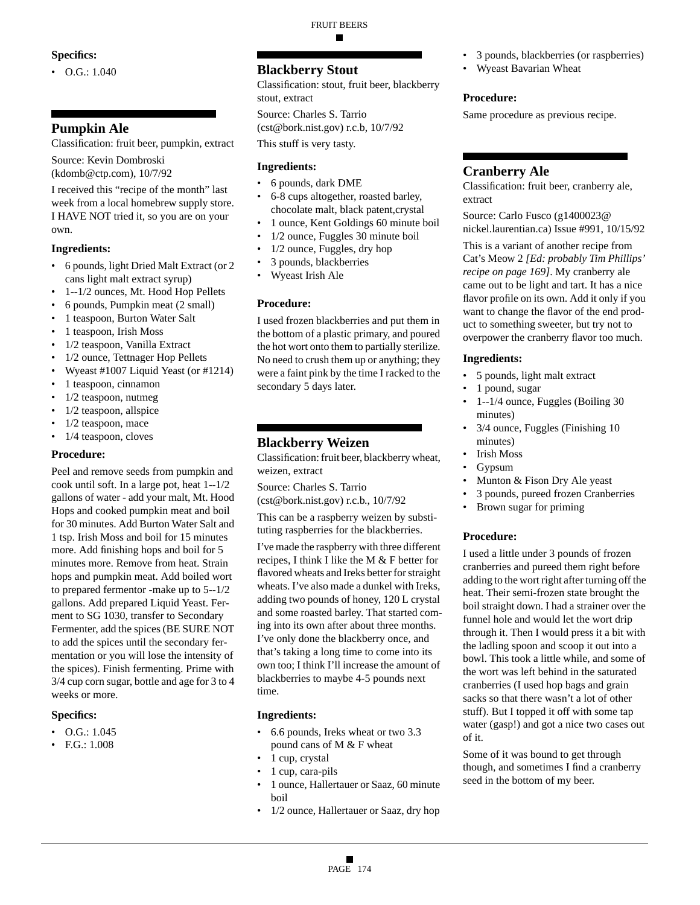### Specifics:

- O.G.: 1.040

## Pumpkin Ale

Classification: fruit beer, pumpkin, extract

Source: Kevin Dombroski (kdomb@ctp.com), 10/7/92

I received this "recipe of the month" last week from a local homebrew supply store. I HAVE NOT tried it, so you are on your own.

### Ingredients:

- 6 pounds, light Dried Malt Extract (or 2 cans light malt extract syrup)
- 1--1/2 ounces, Mt. Hood Hop Pellets
- 6 pounds, Pumpkin meat (2 small)
- 1 teaspoon, Burton Water Salt
- 1 teaspoon, Irish Moss
- 1/2 teaspoon, Vanilla Extract
- 1/2 ounce, Tettnager Hop Pellets
- Wyeast #1007 Liquid Yeast (or #1214)
- 1 teaspoon, cinnamon
- 1/2 teaspoon, nutmeg
- 1/2 teaspoon, allspice
- 1/2 teaspoon, mace
- 1/4 teaspoon, cloves

### Procedure:

Peel and remove seeds from pumpkin and cook until soft. In a large pot, heat 1--1/2 gallons of water - add your malt, Mt. Hood Hops and cooked pumpkin meat and boil for 30 minutes. Add Burton Water Salt and 1 tsp. Irish Moss and boil for 15 minutes more. Add finishing hops and boil for 5 minutes more. Remove from heat. Strain hops and pumpkin meat. Add boiled wort to prepared fermentor -make up to 5--1/2 gallons. Add prepared Liquid Yeast. Ferment to SG 1030, transfer to Secondary Fermenter, add the spices (BE SURE NOT to add the spices until the secondary fermentation or you will lose the intensity of the spices). Finish fermenting. Prime with 3/4 cup corn sugar, bottle and age for 3 to 4 weeks or more.

### Specifics:

- O.G.: 1.045
- F.G.: 1.008

## Blackberry Stout

Classification: stout, fruit beer, blackberry stout, extract

Source: Charles S. Tarrio (cst@bork.nist.gov) r.c.b, 10/7/92

This stuff is very tasty.

### Ingredients:

- 6 pounds, dark DME
- 6-8 cups altogether, roasted barley, chocolate malt, black patent,crystal
- 1 ounce, Kent Goldings 60 minute boil
- 1/2 ounce, Fuggles 30 minute boil
- 1/2 ounce, Fuggles, dry hop
- 3 pounds, blackberries
- Wyeast Irish Ale

### Procedure:

I used frozen blackberries and put them in the bottom of a plastic primary, and poured the hot wort onto them to partially sterilize. No need to crush them up or anything; they were a faint pink by the time I racked to the secondary 5 days later.

## Blackberry Weizen

Classification: fruit beer, blackberry wheat, weizen, extract

Source: Charles S. Tarrio (cst@bork.nist.gov) r.c.b., 10/7/92

This can be a raspberry weizen by substituting raspberries for the blackberries.

I've made the raspberry with three different recipes, I think I like the M & F better for flavored wheats and Ireks better for straight wheats. I've also made a dunkel with Ireks, adding two pounds of honey, 120 L crystal and some roasted barley. That started coming into its own after about three months. I've only done the blackberry once, and that's taking a long time to come into its own too; I think I'll increase the amount of blackberries to maybe 4-5 pounds next time.

### Ingredients:

- 6.6 pounds, Ireks wheat or two 3.3 pound cans of M & F wheat
- 1 cup, crystal
- 1 cup, cara-pils
- 1 ounce, Hallertauer or Saaz, 60 minute boil
- 1/2 ounce, Hallertauer or Saaz, dry hop
- 3 pounds, blackberries (or raspberries)
- Wyeast Bavarian Wheat

### Procedure:

Same procedure as previous recipe.

## Cranberry Ale

Classification: fruit beer, cranberry ale, extract

Source: Carlo Fusco (g1400023@nickel.laurentian.ca) Issue #991, 10/15/92

This is a variant of another recipe from Cat's Meow 2 *[Ed: probably Tim Phillips' recipe on page 169]*. My cranberry ale came out to be light and tart. It has a nice flavor profile on its own. Add it only if you want to change the flavor of the end product to something sweeter, but try not to overpower the cranberry flavor too much.

### Ingredients:

- 5 pounds, light malt extract
- 1 pound, sugar
- 1--1/4 ounce, Fuggles (Boiling 30 minutes)
- 3/4 ounce, Fuggles (Finishing 10 minutes)
- Irish Moss
- Gypsum
- Munton & Fison Dry Ale yeast
- 3 pounds, pureed frozen Cranberries
- Brown sugar for priming

### Procedure:

I used a little under 3 pounds of frozen cranberries and pureed them right before adding to the wort right after turning off the heat. Their semi-frozen state brought the boil straight down. I had a strainer over the funnel hole and would let the wort drip through it. Then I would press it a bit with the ladling spoon and scoop it out into a bowl. This took a little while, and some of the wort was left behind in the saturated cranberries (I used hop bags and grain sacks so that there wasn't a lot of other stuff). But I topped it off with some tap water (gasp!) and got a nice two cases out of it.

Some of it was bound to get through though, and sometimes I find a cranberry seed in the bottom of my beer.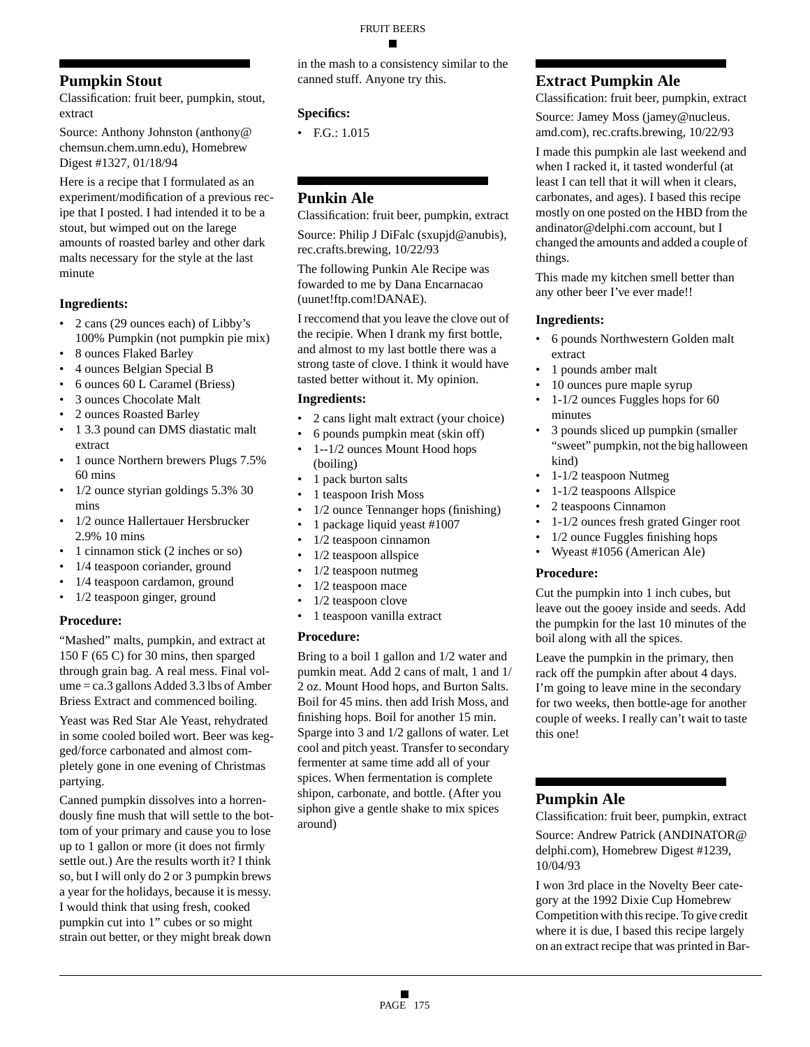## Pumpkin Stout

Classification: fruit beer, pumpkin, stout, extract

Source: Anthony Johnston (anthony@chemsun.chem.umn.edu), Homebrew Digest #1327, 01/18/94

Here is a recipe that I formulated as an experiment/modification of a previous recipe that I posted. I had intended it to be a stout, but wimped out on the larege amounts of roasted barley and other dark malts necessary for the style at the last minute

### Ingredients:

- 2 cans (29 ounces each) of Libby's 100% Pumpkin (not pumpkin pie mix)
- 8 ounces Flaked Barley
- 4 ounces Belgian Special B
- 6 ounces 60 L Caramel (Briess)
- 3 ounces Chocolate Malt
- 2 ounces Roasted Barley
- 1 3.3 pound can DMS diastatic malt extract
- 1 ounce Northern brewers Plugs 7.5% 60 mins
- 1/2 ounce styrian goldings 5.3% 30 mins
- 1/2 ounce Hallertauer Hersbrucker 2.9% 10 mins
- 1 cinnamon stick (2 inches or so)
- 1/4 teaspoon coriander, ground
- 1/4 teaspoon cardamon, ground
- 1/2 teaspoon ginger, ground

### Procedure:

"Mashed" malts, pumpkin, and extract at 150 F (65 C) for 30 mins, then sparged through grain bag. A real mess. Final volume = ca.3 gallons Added 3.3 lbs of Amber Briess Extract and commenced boiling.

Yeast was Red Star Ale Yeast, rehydrated in some cooled boiled wort. Beer was kegged/force carbonated and almost completely gone in one evening of Christmas partying.

Canned pumpkin dissolves into a horrendously fine mush that will settle to the bottom of your primary and cause you to lose up to 1 gallon or more (it does not firmly settle out.) Are the results worth it? I think so, but I will only do 2 or 3 pumpkin brews a year for the holidays, because it is messy. I would think that using fresh, cooked pumpkin cut into 1" cubes or so might strain out better, or they might break down in the mash to a consistency similar to the canned stuff. Anyone try this.

### Specifics:

- F.G.: 1.015

## Punkin Ale

Classification: fruit beer, pumpkin, extract

Source: Philip J DiFalc (sxupjd@anubis), rec.crafts.brewing, 10/22/93

The following Punkin Ale Recipe was fowarded to me by Dana Encarnacao (uunet!ftp.com!DANAE).

I reccomend that you leave the clove out of the recipie. When I drank my first bottle, and almost to my last bottle there was a strong taste of clove. I think it would have tasted better without it. My opinion.

### Ingredients:

- 2 cans light malt extract (your choice)
- 6 pounds pumpkin meat (skin off)
- 1--1/2 ounces Mount Hood hops (boiling)
- 1 pack burton salts
- 1 teaspoon Irish Moss
- 1/2 ounce Tennanger hops (finishing)
- 1 package liquid yeast #1007
- 1/2 teaspoon cinnamon
- 1/2 teaspoon allspice
- 1/2 teaspoon nutmeg
- 1/2 teaspoon mace
- 1/2 teaspoon clove
- 1 teaspoon vanilla extract

### Procedure:

Bring to a boil 1 gallon and 1/2 water and pumkin meat. Add 2 cans of malt, 1 and 1/2 oz. Mount Hood hops, and Burton Salts. Boil for 45 mins. then add Irish Moss, and finishing hops. Boil for another 15 min. Sparge into 3 and 1/2 gallons of water. Let cool and pitch yeast. Transfer to secondary fermenter at same time add all of your spices. When fermentation is complete shipon, carbonate, and bottle. (After you siphon give a gentle shake to mix spices around)

## Extract Pumpkin Ale

Classification: fruit beer, pumpkin, extract

Source: Jamey Moss (jamey@nucleus.amd.com), rec.crafts.brewing, 10/22/93

I made this pumpkin ale last weekend and when I racked it, it tasted wonderful (at least I can tell that it will when it clears, carbonates, and ages). I based this recipe mostly on one posted on the HBD from the andinator@delphi.com account, but I changed the amounts and added a couple of things.

This made my kitchen smell better than any other beer I've ever made!!

### Ingredients:

- 6 pounds Northwestern Golden malt extract
- 1 pounds amber malt
- 10 ounces pure maple syrup
- 1-1/2 ounces Fuggles hops for 60 minutes
- 3 pounds sliced up pumpkin (smaller "sweet" pumpkin, not the big halloween kind)
- 1-1/2 teaspoon Nutmeg
- 1-1/2 teaspoons Allspice
- 2 teaspoons Cinnamon
- 1-1/2 ounces fresh grated Ginger root
- 1/2 ounce Fuggles finishing hops
- Wyeast #1056 (American Ale)

### Procedure:

Cut the pumpkin into 1 inch cubes, but leave out the gooey inside and seeds. Add the pumpkin for the last 10 minutes of the boil along with all the spices.

Leave the pumpkin in the primary, then rack off the pumpkin after about 4 days. I'm going to leave mine in the secondary for two weeks, then bottle-age for another couple of weeks. I really can't wait to taste this one!

## Pumpkin Ale

Classification: fruit beer, pumpkin, extract

Source: Andrew Patrick (ANDINATOR@delphi.com), Homebrew Digest #1239, 10/04/93

I won 3rd place in the Novelty Beer category at the 1992 Dixie Cup Homebrew Competition with this recipe. To give credit where it is due, I based this recipe largely on an extract recipe that was printed in Bar-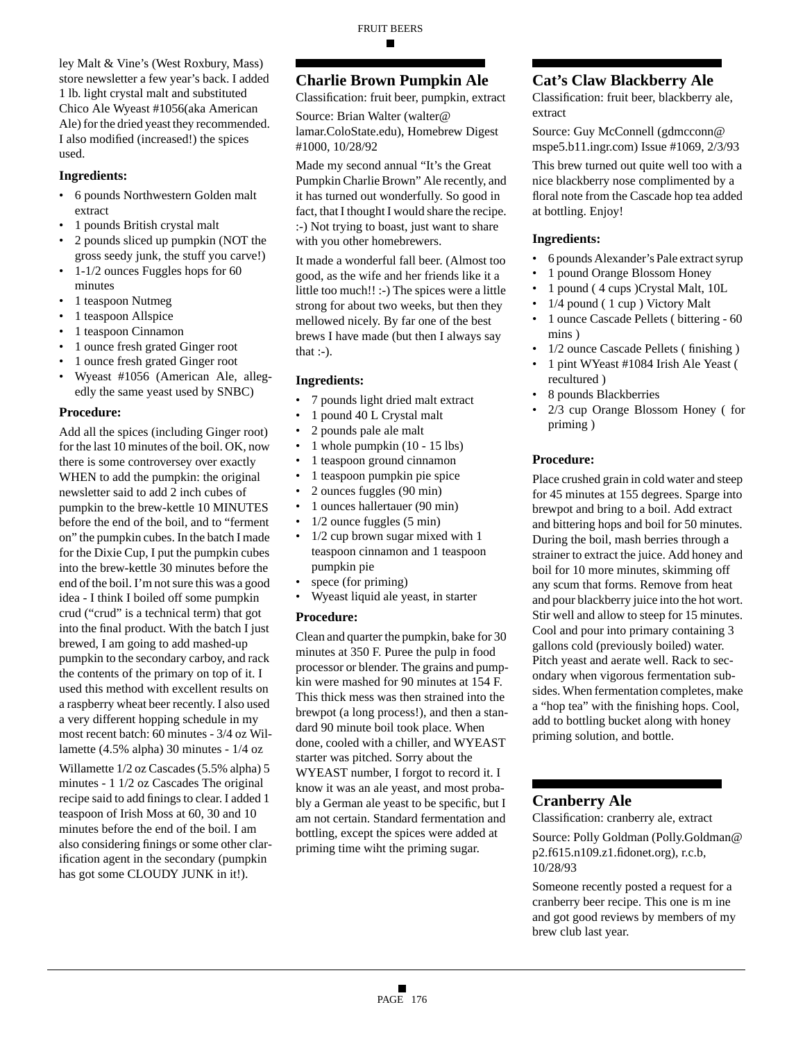ley Malt & Vine's (West Roxbury, Mass) store newsletter a few year's back. I added 1 lb. light crystal malt and substituted Chico Ale Wyeast #1056(aka American Ale) for the dried yeast they recommended. I also modified (increased!) the spices used.

### Ingredients:

- 6 pounds Northwestern Golden malt extract
- 1 pounds British crystal malt
- 2 pounds sliced up pumpkin (NOT the gross seedy junk, the stuff you carve!)
- 1-1/2 ounces Fuggles hops for 60 minutes
- 1 teaspoon Nutmeg
- 1 teaspoon Allspice
- 1 teaspoon Cinnamon
- 1 ounce fresh grated Ginger root
- 1 ounce fresh grated Ginger root
- Wyeast #1056 (American Ale, allegedly the same yeast used by SNBC)

### Procedure:

Add all the spices (including Ginger root) for the last 10 minutes of the boil. OK, now there is some controversey over exactly WHEN to add the pumpkin: the original newsletter said to add 2 inch cubes of pumpkin to the brew-kettle 10 MINUTES before the end of the boil, and to "ferment on" the pumpkin cubes. In the batch I made for the Dixie Cup, I put the pumpkin cubes into the brew-kettle 30 minutes before the end of the boil. I'm not sure this was a good idea - I think I boiled off some pumpkin crud ("crud" is a technical term) that got into the final product. With the batch I just brewed, I am going to add mashed-up pumpkin to the secondary carboy, and rack the contents of the primary on top of it. I used this method with excellent results on a raspberry wheat beer recently. I also used a very different hopping schedule in my most recent batch: 60 minutes - 3/4 oz Willamette (4.5% alpha) 30 minutes - 1/4 oz

Willamette 1/2 oz Cascades (5.5% alpha) 5 minutes - 1 1/2 oz Cascades The original recipe said to add finings to clear. I added 1 teaspoon of Irish Moss at 60, 30 and 10 minutes before the end of the boil. I am also considering finings or some other clarification agent in the secondary (pumpkin has got some CLOUDY JUNK in it!).

## Charlie Brown Pumpkin Ale

Classification: fruit beer, pumpkin, extract

Source: Brian Walter (walter@lamar.ColoState.edu), Homebrew Digest #1000, 10/28/92

Made my second annual "It's the Great Pumpkin Charlie Brown" Ale recently, and it has turned out wonderfully. So good in fact, that I thought I would share the recipe. :-) Not trying to boast, just want to share with you other homebrewers.

It made a wonderful fall beer. (Almost too good, as the wife and her friends like it a little too much!! :-) The spices were a little strong for about two weeks, but then they mellowed nicely. By far one of the best brews I have made (but then I always say that :-).

### Ingredients:

- 7 pounds light dried malt extract
- 1 pound 40 L Crystal malt
- 2 pounds pale ale malt
- 1 whole pumpkin (10 - 15 lbs)
- 1 teaspoon ground cinnamon
- 1 teaspoon pumpkin pie spice
- 2 ounces fuggles (90 min)
- 1 ounces hallertauer (90 min)
- 1/2 ounce fuggles (5 min)
- 1/2 cup brown sugar mixed with 1 teaspoon cinnamon and 1 teaspoon pumpkin pie
- spece (for priming)
- Wyeast liquid ale yeast, in starter

### Procedure:

Clean and quarter the pumpkin, bake for 30 minutes at 350 F. Puree the pulp in food processor or blender. The grains and pumpkin were mashed for 90 minutes at 154 F. This thick mess was then strained into the brewpot (a long process!), and then a standard 90 minute boil took place. When done, cooled with a chiller, and WYEAST starter was pitched. Sorry about the WYEAST number, I forgot to record it. I know it was an ale yeast, and most probably a German ale yeast to be specific, but I am not certain. Standard fermentation and bottling, except the spices were added at priming time wiht the priming sugar.

## Cat's Claw Blackberry Ale

Classification: fruit beer, blackberry ale, extract

Source: Guy McConnell (gdmcconn@mspe5.b11.ingr.com) Issue #1069, 2/3/93

This brew turned out quite well too with a nice blackberry nose complimented by a floral note from the Cascade hop tea added at bottling. Enjoy!

### Ingredients:

- 6 pounds Alexander's Pale extract syrup
- 1 pound Orange Blossom Honey
- 1 pound ( 4 cups )Crystal Malt, 10L
- 1/4 pound ( 1 cup ) Victory Malt
- 1 ounce Cascade Pellets ( bittering - 60 mins )
- 1/2 ounce Cascade Pellets ( finishing )
- 1 pint WYeast #1084 Irish Ale Yeast ( recultured )
- 8 pounds Blackberries
- 2/3 cup Orange Blossom Honey ( for priming )

### Procedure:

Place crushed grain in cold water and steep for 45 minutes at 155 degrees. Sparge into brewpot and bring to a boil. Add extract and bittering hops and boil for 50 minutes. During the boil, mash berries through a strainer to extract the juice. Add honey and boil for 10 more minutes, skimming off any scum that forms. Remove from heat and pour blackberry juice into the hot wort. Stir well and allow to steep for 15 minutes. Cool and pour into primary containing 3 gallons cold (previously boiled) water. Pitch yeast and aerate well. Rack to secondary when vigorous fermentation subsides. When fermentation completes, make a "hop tea" with the finishing hops. Cool, add to bottling bucket along with honey priming solution, and bottle.

## Cranberry Ale

Classification: cranberry ale, extract

Source: Polly Goldman (Polly.Goldman@p2.f615.n109.z1.fidonet.org), r.c.b, 10/28/93

Someone recently posted a request for a cranberry beer recipe. This one is m ine and got good reviews by members of my brew club last year.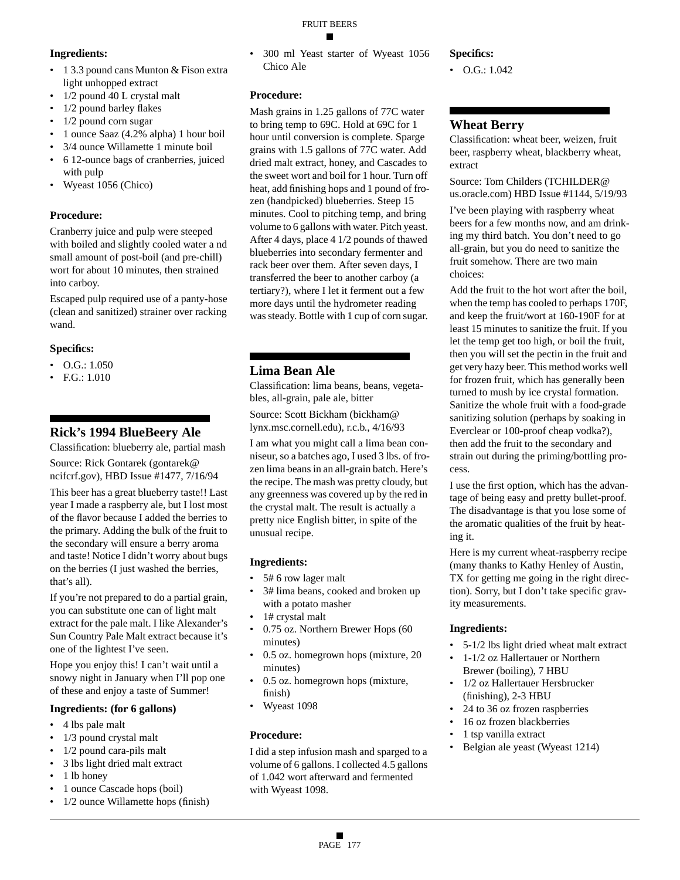**Ingredients:**

- 1 3.3 pound cans Munton & Fison extra light unhopped extract
- 1/2 pound 40 L crystal malt
- 1/2 pound barley flakes
- 1/2 pound corn sugar
- 1 ounce Saaz (4.2% alpha) 1 hour boil
- 3/4 ounce Willamette 1 minute boil
- 6 12-ounce bags of cranberries, juiced with pulp
- Wyeast 1056 (Chico)

**Procedure:**

Cranberry juice and pulp were steeped with boiled and slightly cooled water a nd small amount of post-boil (and pre-chill) wort for about 10 minutes, then strained into carboy.

Escaped pulp required use of a panty-hose (clean and sanitized) strainer over racking wand.

**Specifics:**

- O.G.: 1.050
- F.G.: 1.010

## Rick's 1994 BlueBeery Ale

Classification: blueberry ale, partial mash

Source: Rick Gontarek (gontarek@ncifcrf.gov), HBD Issue #1477, 7/16/94

This beer has a great blueberry taste!! Last year I made a raspberry ale, but I lost most of the flavor because I added the berries to the primary. Adding the bulk of the fruit to the secondary will ensure a berry aroma and taste! Notice I didn't worry about bugs on the berries (I just washed the berries, that's all).

If you're not prepared to do a partial grain, you can substitute one can of light malt extract for the pale malt. I like Alexander's Sun Country Pale Malt extract because it's one of the lightest I've seen.

Hope you enjoy this! I can't wait until a snowy night in January when I'll pop one of these and enjoy a taste of Summer!

**Ingredients: (for 6 gallons)**

- 4 lbs pale malt
- 1/3 pound crystal malt
- 1/2 pound cara-pils malt
- 3 lbs light dried malt extract
- 1 lb honey
- 1 ounce Cascade hops (boil)
- 1/2 ounce Willamette hops (finish)
- 300 ml Yeast starter of Wyeast 1056 Chico Ale

**Procedure:**

Mash grains in 1.25 gallons of 77C water to bring temp to 69C. Hold at 69C for 1 hour until conversion is complete. Sparge grains with 1.5 gallons of 77C water. Add dried malt extract, honey, and Cascades to the sweet wort and boil for 1 hour. Turn off heat, add finishing hops and 1 pound of frozen (handpicked) blueberries. Steep 15 minutes. Cool to pitching temp, and bring volume to 6 gallons with water. Pitch yeast. After 4 days, place 4 1/2 pounds of thawed blueberries into secondary fermenter and rack beer over them. After seven days, I transferred the beer to another carboy (a tertiary?), where I let it ferment out a few more days until the hydrometer reading was steady. Bottle with 1 cup of corn sugar.

## Lima Bean Ale

Classification: lima beans, beans, vegetables, all-grain, pale ale, bitter

Source: Scott Bickham (bickham@lynx.msc.cornell.edu), r.c.b., 4/16/93

I am what you might call a lima bean conniseur, so a batches ago, I used 3 lbs. of frozen lima beans in an all-grain batch. Here's the recipe. The mash was pretty cloudy, but any greenness was covered up by the red in the crystal malt. The result is actually a pretty nice English bitter, in spite of the unusual recipe.

**Ingredients:**

- 5# 6 row lager malt
- 3# lima beans, cooked and broken up with a potato masher
- 1# crystal malt
- 0.75 oz. Northern Brewer Hops (60 minutes)
- 0.5 oz. homegrown hops (mixture, 20 minutes)
- 0.5 oz. homegrown hops (mixture, finish)
- Wyeast 1098

**Procedure:**

I did a step infusion mash and sparged to a volume of 6 gallons. I collected 4.5 gallons of 1.042 wort afterward and fermented with Wyeast 1098.

**Specifics:**

- O.G.: 1.042

## Wheat Berry

Classification: wheat beer, weizen, fruit beer, raspberry wheat, blackberry wheat, extract

Source: Tom Childers (TCHILDER@us.oracle.com) HBD Issue #1144, 5/19/93

I've been playing with raspberry wheat beers for a few months now, and am drinking my third batch. You don't need to go all-grain, but you do need to sanitize the fruit somehow. There are two main choices:

Add the fruit to the hot wort after the boil, when the temp has cooled to perhaps 170F, and keep the fruit/wort at 160-190F for at least 15 minutes to sanitize the fruit. If you let the temp get too high, or boil the fruit, then you will set the pectin in the fruit and get very hazy beer. This method works well for frozen fruit, which has generally been turned to mush by ice crystal formation. Sanitize the whole fruit with a food-grade sanitizing solution (perhaps by soaking in Everclear or 100-proof cheap vodka?), then add the fruit to the secondary and strain out during the priming/bottling process.

I use the first option, which has the advantage of being easy and pretty bullet-proof. The disadvantage is that you lose some of the aromatic qualities of the fruit by heating it.

Here is my current wheat-raspberry recipe (many thanks to Kathy Henley of Austin, TX for getting me going in the right direction). Sorry, but I don't take specific gravity measurements.

**Ingredients:**

- 5-1/2 lbs light dried wheat malt extract
- 1-1/2 oz Hallertauer or Northern Brewer (boiling), 7 HBU
- 1/2 oz Hallertauer Hersbrucker (finishing), 2-3 HBU
- 24 to 36 oz frozen raspberries
- 16 oz frozen blackberries
- 1 tsp vanilla extract
- Belgian ale yeast (Wyeast 1214)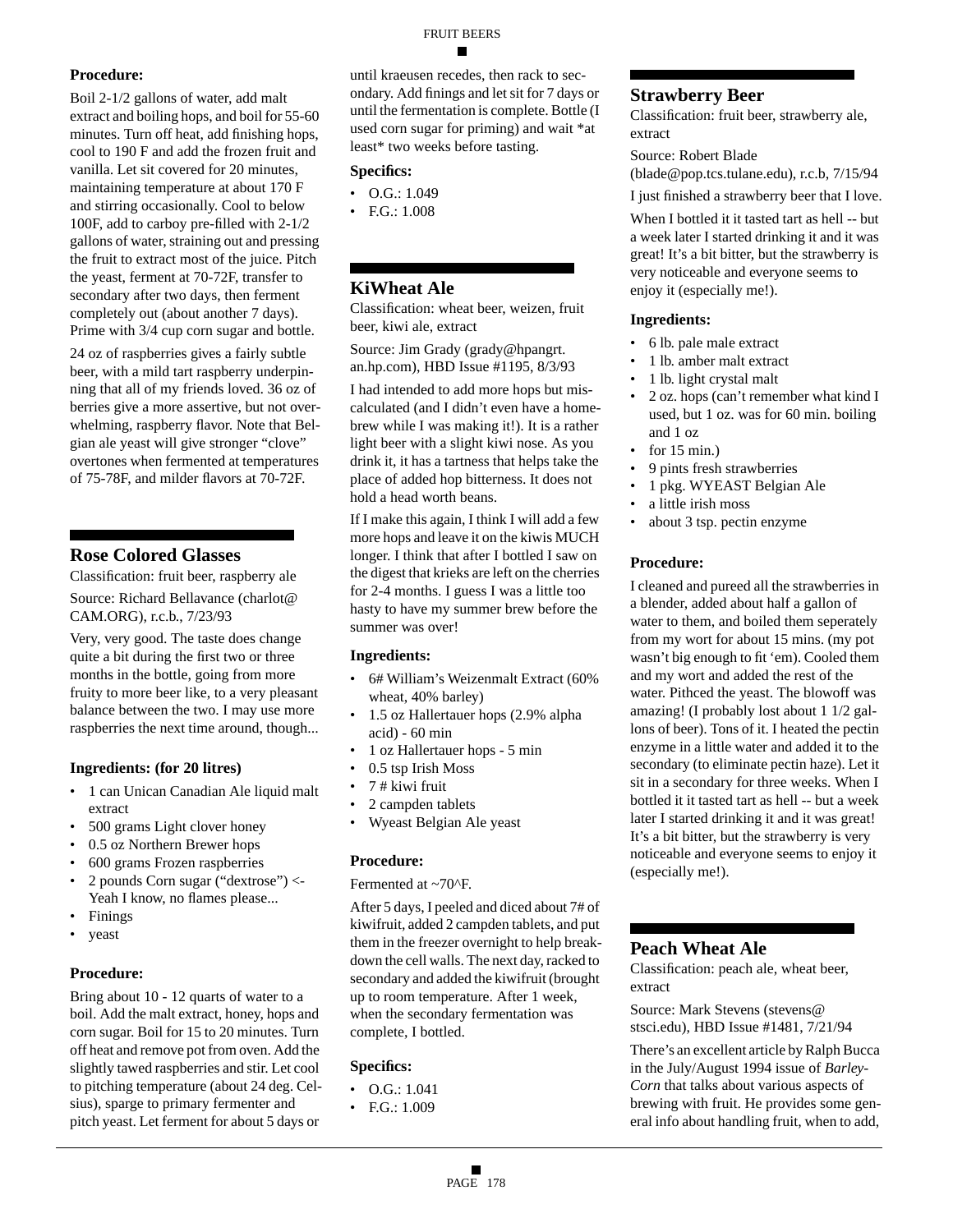**Procedure:**

Boil 2-1/2 gallons of water, add malt extract and boiling hops, and boil for 55-60 minutes. Turn off heat, add finishing hops, cool to 190 F and add the frozen fruit and vanilla. Let sit covered for 20 minutes, maintaining temperature at about 170 F and stirring occasionally. Cool to below 100F, add to carboy pre-filled with 2-1/2 gallons of water, straining out and pressing the fruit to extract most of the juice. Pitch the yeast, ferment at 70-72F, transfer to secondary after two days, then ferment completely out (about another 7 days). Prime with 3/4 cup corn sugar and bottle.

24 oz of raspberries gives a fairly subtle beer, with a mild tart raspberry underpinning that all of my friends loved. 36 oz of berries give a more assertive, but not overwhelming, raspberry flavor. Note that Belgian ale yeast will give stronger "clove" overtones when fermented at temperatures of 75-78F, and milder flavors at 70-72F.

## Rose Colored Glasses

Classification: fruit beer, raspberry ale

Source: Richard Bellavance (charlot@CAM.ORG), r.c.b., 7/23/93

Very, very good. The taste does change quite a bit during the first two or three months in the bottle, going from more fruity to more beer like, to a very pleasant balance between the two. I may use more raspberries the next time around, though...

**Ingredients: (for 20 litres)**

- 1 can Unican Canadian Ale liquid malt extract
- 500 grams Light clover honey
- 0.5 oz Northern Brewer hops
- 600 grams Frozen raspberries
- 2 pounds Corn sugar ("dextrose") <- Yeah I know, no flames please...
- Finings
- yeast

**Procedure:**

Bring about 10 - 12 quarts of water to a boil. Add the malt extract, honey, hops and corn sugar. Boil for 15 to 20 minutes. Turn off heat and remove pot from oven. Add the slightly tawed raspberries and stir. Let cool to pitching temperature (about 24 deg. Celsius), sparge to primary fermenter and pitch yeast. Let ferment for about 5 days or until kraeusen recedes, then rack to secondary. Add finings and let sit for 7 days or until the fermentation is complete. Bottle (I used corn sugar for priming) and wait *at least* two weeks before tasting.

**Specifics:**

- O.G.: 1.049
- F.G.: 1.008

## KiWheat Ale

Classification: wheat beer, weizen, fruit beer, kiwi ale, extract

Source: Jim Grady (grady@hpangrt.an.hp.com), HBD Issue #1195, 8/3/93

I had intended to add more hops but miscalculated (and I didn't even have a homebrew while I was making it!). It is a rather light beer with a slight kiwi nose. As you drink it, it has a tartness that helps take the place of added hop bitterness. It does not hold a head worth beans.

If I make this again, I think I will add a few more hops and leave it on the kiwis MUCH longer. I think that after I bottled I saw on the digest that krieks are left on the cherries for 2-4 months. I guess I was a little too hasty to have my summer brew before the summer was over!

**Ingredients:**

- 6# William's Weizenmalt Extract (60% wheat, 40% barley)
- 1.5 oz Hallertauer hops (2.9% alpha acid) - 60 min
- 1 oz Hallertauer hops - 5 min
- 0.5 tsp Irish Moss
- 7 # kiwi fruit
- 2 campden tablets
- Wyeast Belgian Ale yeast

**Procedure:**

Fermented at ~70^F.

After 5 days, I peeled and diced about 7# of kiwifruit, added 2 campden tablets, and put them in the freezer overnight to help breakdown the cell walls. The next day, racked to secondary and added the kiwifruit (brought up to room temperature. After 1 week, when the secondary fermentation was complete, I bottled.

**Specifics:**

- O.G.: 1.041
- F.G.: 1.009

## Strawberry Beer

Classification: fruit beer, strawberry ale, extract

Source: Robert Blade (blade@pop.tcs.tulane.edu), r.c.b, 7/15/94

I just finished a strawberry beer that I love.

When I bottled it it tasted tart as hell -- but a week later I started drinking it and it was great! It's a bit bitter, but the strawberry is very noticeable and everyone seems to enjoy it (especially me!).

**Ingredients:**

- 6 lb. pale male extract
- 1 lb. amber malt extract
- 1 lb. light crystal malt
- 2 oz. hops (can't remember what kind I used, but 1 oz. was for 60 min. boiling and 1 oz
- for 15 min.)
- 9 pints fresh strawberries
- 1 pkg. WYEAST Belgian Ale
- a little irish moss
- about 3 tsp. pectin enzyme

**Procedure:**

I cleaned and pureed all the strawberries in a blender, added about half a gallon of water to them, and boiled them seperately from my wort for about 15 mins. (my pot wasn't big enough to fit 'em). Cooled them and my wort and added the rest of the water. Pithced the yeast. The blowoff was amazing! (I probably lost about 1 1/2 gallons of beer). Tons of it. I heated the pectin enzyme in a little water and added it to the secondary (to eliminate pectin haze). Let it sit in a secondary for three weeks. When I bottled it it tasted tart as hell -- but a week later I started drinking it and it was great! It's a bit bitter, but the strawberry is very noticeable and everyone seems to enjoy it (especially me!).

## Peach Wheat Ale

Classification: peach ale, wheat beer, extract

Source: Mark Stevens (stevens@stsci.edu), HBD Issue #1481, 7/21/94

There's an excellent article by Ralph Bucca in the July/August 1994 issue of *Barley-Corn* that talks about various aspects of brewing with fruit. He provides some general info about handling fruit, when to add,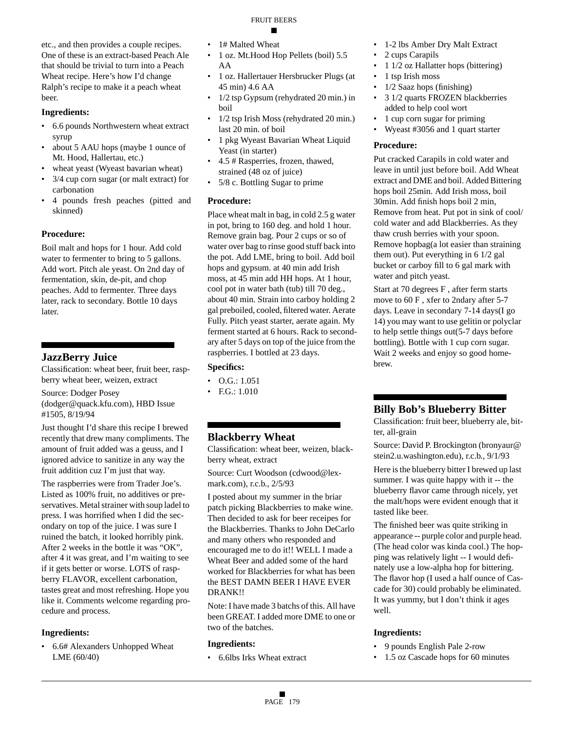etc., and then provides a couple recipes. One of these is an extract-based Peach Ale that should be trivial to turn into a Peach Wheat recipe. Here's how I'd change Ralph's recipe to make it a peach wheat beer.

**Ingredients:**

- 6.6 pounds Northwestern wheat extract syrup
- about 5 AAU hops (maybe 1 ounce of Mt. Hood, Hallertau, etc.)
- wheat yeast (Wyeast bavarian wheat)
- 3/4 cup corn sugar (or malt extract) for carbonation
- 4 pounds fresh peaches (pitted and skinned)

**Procedure:**

Boil malt and hops for 1 hour. Add cold water to fermenter to bring to 5 gallons. Add wort. Pitch ale yeast. On 2nd day of fermentation, skin, de-pit, and chop peaches. Add to fermenter. Three days later, rack to secondary. Bottle 10 days later.

## JazzBerry Juice

Classification: wheat beer, fruit beer, raspberry wheat beer, weizen, extract

Source: Dodger Posey (dodger@quack.kfu.com), HBD Issue #1505, 8/19/94

Just thought I'd share this recipe I brewed recently that drew many compliments. The amount of fruit added was a geuss, and I ignored advice to sanitize in any way the fruit addition cuz I'm just that way.

The raspberries were from Trader Joe's. Listed as 100% fruit, no additives or preservatives. Metal strainer with soup ladel to press. I was horrified when I did the secondary on top of the juice. I was sure I ruined the batch, it looked horribly pink. After 2 weeks in the bottle it was "OK", after 4 it was great, and I'm waiting to see if it gets better or worse. LOTS of raspberry FLAVOR, excellent carbonation, tastes great and most refreshing. Hope you like it. Comments welcome regarding procedure and process.

**Ingredients:**

- 6.6# Alexanders Unhopped Wheat LME (60/40)
- 1# Malted Wheat
- 1 oz. Mt.Hood Hop Pellets (boil) 5.5 AA
- 1 oz. Hallertauer Hersbrucker Plugs (at 45 min) 4.6 AA
- 1/2 tsp Gypsum (rehydrated 20 min.) in boil
- 1/2 tsp Irish Moss (rehydrated 20 min.) last 20 min. of boil
- 1 pkg Wyeast Bavarian Wheat Liquid Yeast (in starter)
- 4.5 # Rasperries, frozen, thawed, strained (48 oz of juice)
- 5/8 c. Bottling Sugar to prime

**Procedure:**

Place wheat malt in bag, in cold 2.5 g water in pot, bring to 160 deg. and hold 1 hour. Remove grain bag. Pour 2 cups or so of water over bag to rinse good stuff back into the pot. Add LME, bring to boil. Add boil hops and gypsum. at 40 min add Irish moss, at 45 min add HH hops. At 1 hour, cool pot in water bath (tub) till 70 deg., about 40 min. Strain into carboy holding 2 gal preboiled, cooled, filtered water. Aerate Fully. Pitch yeast starter, aerate again. My ferment started at 6 hours. Rack to secondary after 5 days on top of the juice from the raspberries. I bottled at 23 days.

**Specifics:**

- O.G.: 1.051
- F.G.: 1.010

## Blackberry Wheat

Classification: wheat beer, weizen, blackberry wheat, extract

Source: Curt Woodson (cdwood@lexmark.com), r.c.b., 2/5/93

I posted about my summer in the briar patch picking Blackberries to make wine. Then decided to ask for beer receipes for the Blackberries. Thanks to John DeCarlo and many others who responded and encouraged me to do it!! WELL I made a Wheat Beer and added some of the hard worked for Blackberries for what has been the BEST DAMN BEER I HAVE EVER DRANK!!

Note: I have made 3 batchs of this. All have been GREAT. I added more DME to one or two of the batches.

**Ingredients:**

- 6.6lbs Irks Wheat extract
- 1-2 lbs Amber Dry Malt Extract
- 2 cups Carapils
- 1 1/2 oz Hallatter hops (bittering)
- 1 tsp Irish moss
- 1/2 Saaz hops (finishing)
- 3 1/2 quarts FROZEN blackberries added to help cool wort
- 1 cup corn sugar for priming
- Wyeast #3056 and 1 quart starter

**Procedure:**

Put cracked Carapils in cold water and leave in until just before boil. Add Wheat extract and DME and boil. Added Bittering hops boil 25min. Add Irish moss, boil 30min. Add finish hops boil 2 min, Remove from heat. Put pot in sink of cool/cold water and add Blackberries. As they thaw crush berries with your spoon. Remove hopbag(a lot easier than straining them out). Put everything in 6 1/2 gal bucket or carboy fill to 6 gal mark with water and pitch yeast.

Start at 70 degrees F , after ferm starts move to 60 F , xfer to 2ndary after 5-7 days. Leave in secondary 7-14 days(I go 14) you may want to use gelitin or polyclar to help settle things out(5-7 days before bottling). Bottle with 1 cup corn sugar. Wait 2 weeks and enjoy so good homebrew.

## Billy Bob's Blueberry Bitter

Classification: fruit beer, blueberry ale, bitter, all-grain

Source: David P. Brockington (bronyaur@stein2.u.washington.edu), r.c.b., 9/1/93

Here is the blueberry bitter I brewed up last summer. I was quite happy with it -- the blueberry flavor came through nicely, yet the malt/hops were evident enough that it tasted like beer.

The finished beer was quite striking in appearance -- purple color and purple head. (The head color was kinda cool.) The hopping was relatively light -- I would definately use a low-alpha hop for bittering. The flavor hop (I used a half ounce of Cascade for 30) could probably be eliminated. It was yummy, but I don't think it ages well.

**Ingredients:**

- 9 pounds English Pale 2-row
- 1.5 oz Cascade hops for 60 minutes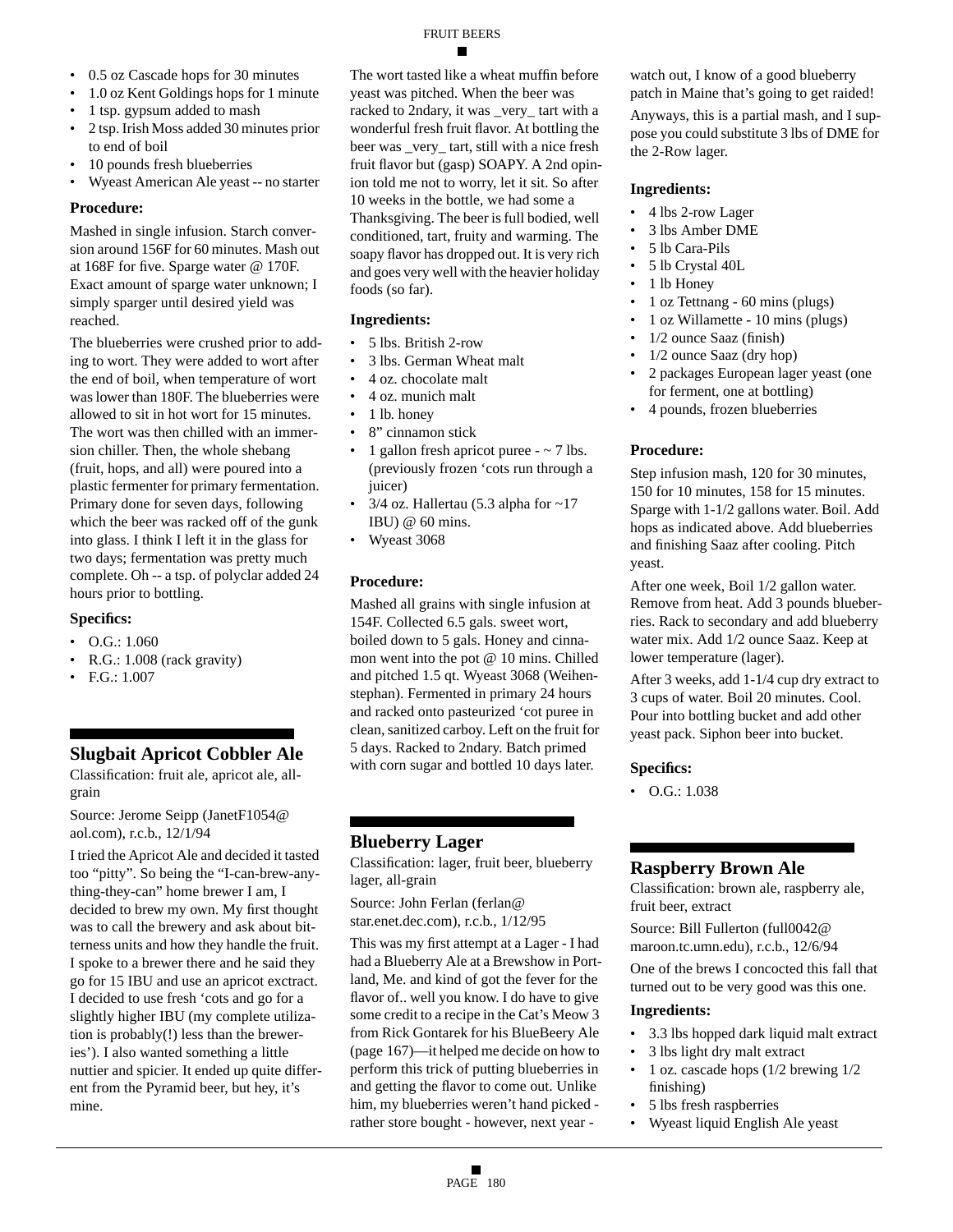- 0.5 oz Cascade hops for 30 minutes
- 1.0 oz Kent Goldings hops for 1 minute
- 1 tsp. gypsum added to mash
- 2 tsp. Irish Moss added 30 minutes prior to end of boil
- 10 pounds fresh blueberries
- Wyeast American Ale yeast -- no starter

**Procedure:**

Mashed in single infusion. Starch conversion around 156F for 60 minutes. Mash out at 168F for five. Sparge water @ 170F. Exact amount of sparge water unknown; I simply sparger until desired yield was reached.

The blueberries were crushed prior to adding to wort. They were added to wort after the end of boil, when temperature of wort was lower than 180F. The blueberries were allowed to sit in hot wort for 15 minutes. The wort was then chilled with an immersion chiller. Then, the whole shebang (fruit, hops, and all) were poured into a plastic fermenter for primary fermentation. Primary done for seven days, following which the beer was racked off of the gunk into glass. I think I left it in the glass for two days; fermentation was pretty much complete. Oh -- a tsp. of polyclar added 24 hours prior to bottling.

**Specifics:**

- O.G.: 1.060
- R.G.: 1.008 (rack gravity)
- F.G.: 1.007

## Slugbait Apricot Cobbler Ale

Classification: fruit ale, apricot ale, all-grain

Source: Jerome Seipp (JanetF1054@aol.com), r.c.b., 12/1/94

I tried the Apricot Ale and decided it tasted too "pitty". So being the "I-can-brew-anything-they-can" home brewer I am, I decided to brew my own. My first thought was to call the brewery and ask about bitterness units and how they handle the fruit. I spoke to a brewer there and he said they go for 15 IBU and use an apricot exctract. I decided to use fresh 'cots and go for a slightly higher IBU (my complete utilization is probably(!) less than the breweries'). I also wanted something a little nuttier and spicier. It ended up quite different from the Pyramid beer, but hey, it's mine.

The wort tasted like a wheat muffin before yeast was pitched. When the beer was racked to 2ndary, it was _very_ tart with a wonderful fresh fruit flavor. At bottling the beer was _very_ tart, still with a nice fresh fruit flavor but (gasp) SOAPY. A 2nd opinion told me not to worry, let it sit. So after 10 weeks in the bottle, we had some a Thanksgiving. The beer is full bodied, well conditioned, tart, fruity and warming. The soapy flavor has dropped out. It is very rich and goes very well with the heavier holiday foods (so far).

**Ingredients:**

- 5 lbs. British 2-row
- 3 lbs. German Wheat malt
- 4 oz. chocolate malt
- 4 oz. munich malt
- 1 lb. honey
- 8" cinnamon stick
- 1 gallon fresh apricot puree - ~ 7 lbs. (previously frozen 'cots run through a juicer)
- 3/4 oz. Hallertau (5.3 alpha for ~17 IBU) @ 60 mins.
- Wyeast 3068

**Procedure:**

Mashed all grains with single infusion at 154F. Collected 6.5 gals. sweet wort, boiled down to 5 gals. Honey and cinnamon went into the pot @ 10 mins. Chilled and pitched 1.5 qt. Wyeast 3068 (Weihenstephan). Fermented in primary 24 hours and racked onto pasteurized 'cot puree in clean, sanitized carboy. Left on the fruit for 5 days. Racked to 2ndary. Batch primed with corn sugar and bottled 10 days later.

## Blueberry Lager

Classification: lager, fruit beer, blueberry lager, all-grain

Source: John Ferlan (ferlan@star.enet.dec.com), r.c.b., 1/12/95

This was my first attempt at a Lager - I had had a Blueberry Ale at a Brewshow in Portland, Me. and kind of got the fever for the flavor of.. well you know. I do have to give some credit to a recipe in the Cat's Meow 3 from Rick Gontarek for his BlueBeery Ale (page 167)—it helped me decide on how to perform this trick of putting blueberries in and getting the flavor to come out. Unlike him, my blueberries weren't hand picked - rather store bought - however, next year - watch out, I know of a good blueberry patch in Maine that's going to get raided!

Anyways, this is a partial mash, and I suppose you could substitute 3 lbs of DME for the 2-Row lager.

**Ingredients:**

- 4 lbs 2-row Lager
- 3 lbs Amber DME
- 5 lb Cara-Pils
- 5 lb Crystal 40L
- 1 lb Honey
- 1 oz Tettnang - 60 mins (plugs)
- 1 oz Willamette - 10 mins (plugs)
- 1/2 ounce Saaz (finish)
- 1/2 ounce Saaz (dry hop)
- 2 packages European lager yeast (one for ferment, one at bottling)
- 4 pounds, frozen blueberries

**Procedure:**

Step infusion mash, 120 for 30 minutes, 150 for 10 minutes, 158 for 15 minutes. Sparge with 1-1/2 gallons water. Boil. Add hops as indicated above. Add blueberries and finishing Saaz after cooling. Pitch yeast.

After one week, Boil 1/2 gallon water. Remove from heat. Add 3 pounds blueberries. Rack to secondary and add blueberry water mix. Add 1/2 ounce Saaz. Keep at lower temperature (lager).

After 3 weeks, add 1-1/4 cup dry extract to 3 cups of water. Boil 20 minutes. Cool. Pour into bottling bucket and add other yeast pack. Siphon beer into bucket.

**Specifics:**

- O.G.: 1.038

## Raspberry Brown Ale

Classification: brown ale, raspberry ale, fruit beer, extract

Source: Bill Fullerton (full0042@maroon.tc.umn.edu), r.c.b., 12/6/94

One of the brews I concocted this fall that turned out to be very good was this one.

**Ingredients:**

- 3.3 lbs hopped dark liquid malt extract
- 3 lbs light dry malt extract
- 1 oz. cascade hops (1/2 brewing 1/2 finishing)
- 5 lbs fresh raspberries
- Wyeast liquid English Ale yeast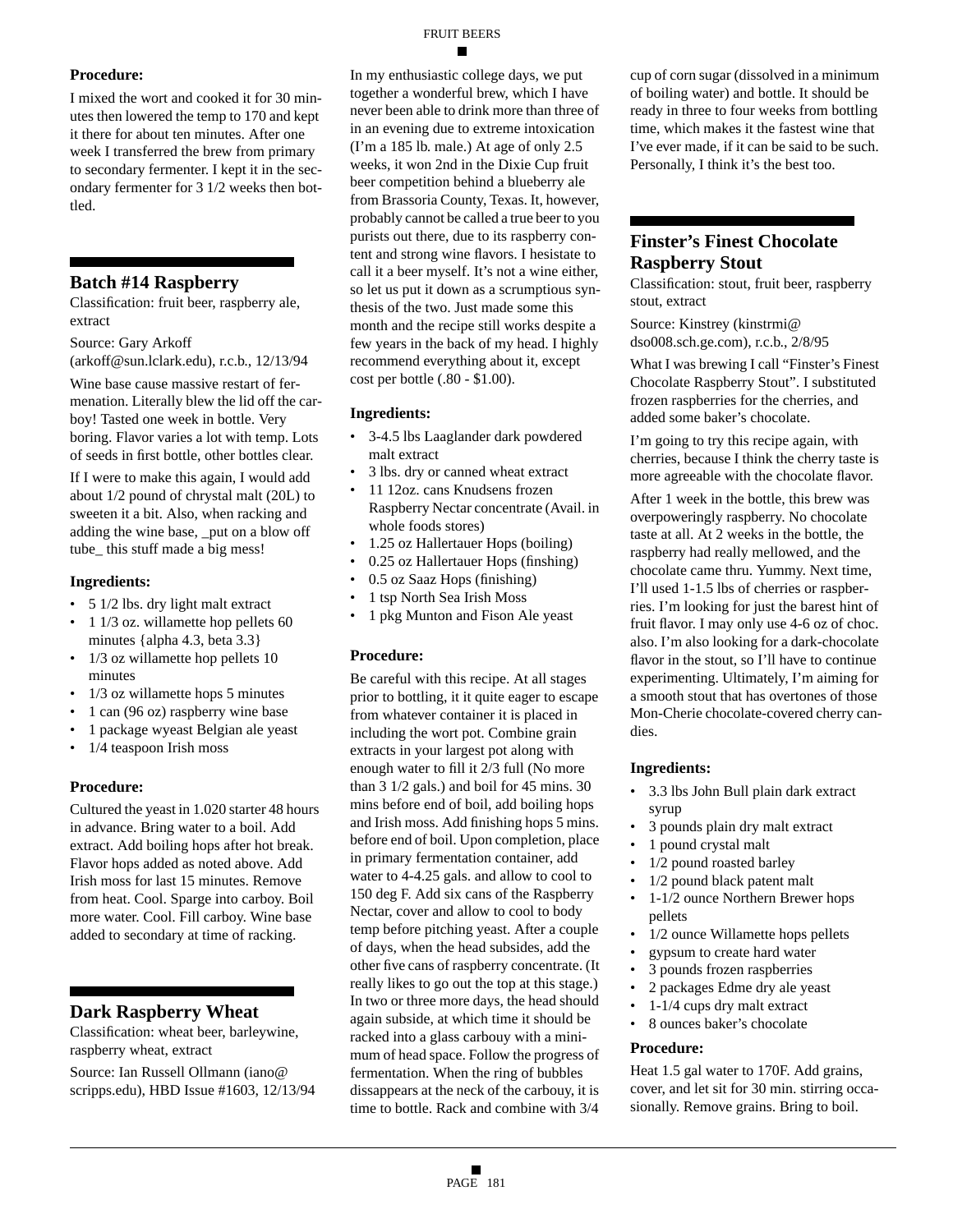**Procedure:**

I mixed the wort and cooked it for 30 minutes then lowered the temp to 170 and kept it there for about ten minutes. After one week I transferred the brew from primary to secondary fermenter. I kept it in the secondary fermenter for 3 1/2 weeks then bottled.

## Batch #14 Raspberry

Classification: fruit beer, raspberry ale, extract

Source: Gary Arkoff (arkoff@sun.lclark.edu), r.c.b., 12/13/94

Wine base cause massive restart of fermenation. Literally blew the lid off the carboy! Tasted one week in bottle. Very boring. Flavor varies a lot with temp. Lots of seeds in first bottle, other bottles clear.

If I were to make this again, I would add about 1/2 pound of chrystal malt (20L) to sweeten it a bit. Also, when racking and adding the wine base, _put on a blow off tube_ this stuff made a big mess!

**Ingredients:**

- 5 1/2 lbs. dry light malt extract
- 1 1/3 oz. willamette hop pellets 60 minutes {alpha 4.3, beta 3.3}
- 1/3 oz willamette hop pellets 10 minutes
- 1/3 oz willamette hops 5 minutes
- 1 can (96 oz) raspberry wine base
- 1 package wyeast Belgian ale yeast
- 1/4 teaspoon Irish moss

**Procedure:**

Cultured the yeast in 1.020 starter 48 hours in advance. Bring water to a boil. Add extract. Add boiling hops after hot break. Flavor hops added as noted above. Add Irish moss for last 15 minutes. Remove from heat. Cool. Sparge into carboy. Boil more water. Cool. Fill carboy. Wine base added to secondary at time of racking.

## Dark Raspberry Wheat

Classification: wheat beer, barleywine, raspberry wheat, extract

Source: Ian Russell Ollmann (iano@scripps.edu), HBD Issue #1603, 12/13/94

In my enthusiastic college days, we put together a wonderful brew, which I have never been able to drink more than three of in an evening due to extreme intoxication (I'm a 185 lb. male.) At age of only 2.5 weeks, it won 2nd in the Dixie Cup fruit beer competition behind a blueberry ale from Brassoria County, Texas. It, however, probably cannot be called a true beer to you purists out there, due to its raspberry content and strong wine flavors. I hesitate to call it a beer myself. It's not a wine either, so let us put it down as a scrumptious synthesis of the two. Just made some this month and the recipe still works despite a few years in the back of my head. I highly recommend everything about it, except cost per bottle (.80 - $1.00).

**Ingredients:**

- 3-4.5 lbs Laaglander dark powdered malt extract
- 3 lbs. dry or canned wheat extract
- 11 12oz. cans Knudsens frozen Raspberry Nectar concentrate (Avail. in whole foods stores)
- 1.25 oz Hallertauer Hops (boiling)
- 0.25 oz Hallertauer Hops (finshing)
- 0.5 oz Saaz Hops (finishing)
- 1 tsp North Sea Irish Moss
- 1 pkg Munton and Fison Ale yeast

**Procedure:**

Be careful with this recipe. At all stages prior to bottling, it it quite eager to escape from whatever container it is placed in including the wort pot. Combine grain extracts in your largest pot along with enough water to fill it 2/3 full (No more than 3 1/2 gals.) and boil for 45 mins. 30 mins before end of boil, add boiling hops and Irish moss. Add finishing hops 5 mins. before end of boil. Upon completion, place in primary fermentation container, add water to 4-4.25 gals. and allow to cool to 150 deg F. Add six cans of the Raspberry Nectar, cover and allow to cool to body temp before pitching yeast. After a couple of days, when the head subsides, add the other five cans of raspberry concentrate. (It really likes to go out the top at this stage.) In two or three more days, the head should again subside, at which time it should be racked into a glass carbouy with a minimum of head space. Follow the progress of fermentation. When the ring of bubbles dissappears at the neck of the carbouy, it is time to bottle. Rack and combine with 3/4 cup of corn sugar (dissolved in a minimum of boiling water) and bottle. It should be ready in three to four weeks from bottling time, which makes it the fastest wine that I've ever made, if it can be said to be such. Personally, I think it's the best too.

## Finster's Finest Chocolate Raspberry Stout

Classification: stout, fruit beer, raspberry stout, extract

Source: Kinstrey (kinstrmi@dso008.sch.ge.com), r.c.b., 2/8/95

What I was brewing I call "Finster's Finest Chocolate Raspberry Stout". I substituted frozen raspberries for the cherries, and added some baker's chocolate.

I'm going to try this recipe again, with cherries, because I think the cherry taste is more agreeable with the chocolate flavor.

After 1 week in the bottle, this brew was overpoweringly raspberry. No chocolate taste at all. At 2 weeks in the bottle, the raspberry had really mellowed, and the chocolate came thru. Yummy. Next time, I'll used 1-1.5 lbs of cherries or raspberries. I'm looking for just the barest hint of fruit flavor. I may only use 4-6 oz of choc. also. I'm also looking for a dark-chocolate flavor in the stout, so I'll have to continue experimenting. Ultimately, I'm aiming for a smooth stout that has overtones of those Mon-Cherie chocolate-covered cherry candies.

**Ingredients:**

- 3.3 lbs John Bull plain dark extract syrup
- 3 pounds plain dry malt extract
- 1 pound crystal malt
- 1/2 pound roasted barley
- 1/2 pound black patent malt
- 1-1/2 ounce Northern Brewer hops pellets
- 1/2 ounce Willamette hops pellets
- gypsum to create hard water
- 3 pounds frozen raspberries
- 2 packages Edme dry ale yeast
- 1-1/4 cups dry malt extract
- 8 ounces baker's chocolate

**Procedure:**

Heat 1.5 gal water to 170F. Add grains, cover, and let sit for 30 min. stirring occasionally. Remove grains. Bring to boil.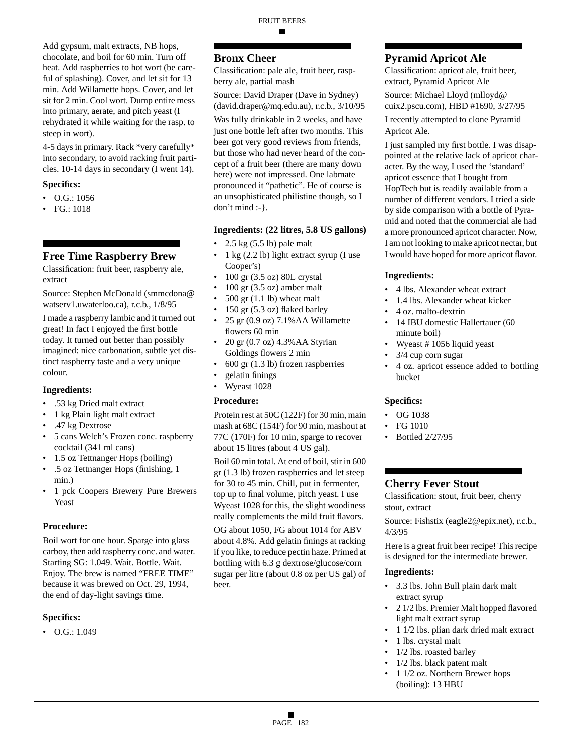Add gypsum, malt extracts, NB hops, chocolate, and boil for 60 min. Turn off heat. Add raspberries to hot wort (be careful of splashing). Cover, and let sit for 13 min. Add Willamette hops. Cover, and let sit for 2 min. Cool wort. Dump entire mess into primary, aerate, and pitch yeast (I rehydrated it while waiting for the rasp. to steep in wort).

4-5 days in primary. Rack *very carefully* into secondary, to avoid racking fruit particles. 10-14 days in secondary (I went 14).

### Specifics:

- O.G.: 1056
- FG.: 1018

## Free Time Raspberry Brew

Classification: fruit beer, raspberry ale, extract

Source: Stephen McDonald (smmcdona@watserv1.uwaterloo.ca), r.c.b., 1/8/95

I made a raspberry lambic and it turned out great! In fact I enjoyed the first bottle today. It turned out better than possibly imagined: nice carbonation, subtle yet distinct raspberry taste and a very unique colour.

### Ingredients:

- .53 kg Dried malt extract
- 1 kg Plain light malt extract
- .47 kg Dextrose
- 5 cans Welch's Frozen conc. raspberry cocktail (341 ml cans)
- 1.5 oz Tettnanger Hops (boiling)
- .5 oz Tettnanger Hops (finishing, 1 min.)
- 1 pck Coopers Brewery Pure Brewers Yeast

### Procedure:

Boil wort for one hour. Sparge into glass carboy, then add raspberry conc. and water. Starting SG: 1.049. Wait. Bottle. Wait. Enjoy. The brew is named "FREE TIME" because it was brewed on Oct. 29, 1994, the end of day-light savings time.

### Specifics:

- O.G.: 1.049

## Bronx Cheer

Classification: pale ale, fruit beer, raspberry ale, partial mash

Source: David Draper (Dave in Sydney) (david.draper@mq.edu.au), r.c.b., 3/10/95

Was fully drinkable in 2 weeks, and have just one bottle left after two months. This beer got very good reviews from friends, but those who had never heard of the concept of a fruit beer (there are many down here) were not impressed. One labmate pronounced it "pathetic". He of course is an unsophisticated philistine though, so I don't mind :-}.

### Ingredients: (22 litres, 5.8 US gallons)

- 2.5 kg (5.5 lb) pale malt
- 1 kg (2.2 lb) light extract syrup (I use Cooper's)
- 100 gr (3.5 oz) 80L crystal
- 100 gr (3.5 oz) amber malt
- 500 gr (1.1 lb) wheat malt
- 150 gr (5.3 oz) flaked barley
- 25 gr (0.9 oz) 7.1%AA Willamette flowers 60 min
- 20 gr (0.7 oz) 4.3%AA Styrian Goldings flowers 2 min
- 600 gr (1.3 lb) frozen raspberries
- gelatin finings
- Wyeast 1028

### Procedure:

Protein rest at 50C (122F) for 30 min, main mash at 68C (154F) for 90 min, mashout at 77C (170F) for 10 min, sparge to recover about 15 litres (about 4 US gal).

Boil 60 min total. At end of boil, stir in 600 gr (1.3 lb) frozen raspberries and let steep for 30 to 45 min. Chill, put in fermenter, top up to final volume, pitch yeast. I use Wyeast 1028 for this, the slight woodiness really complements the mild fruit flavors.

OG about 1050, FG about 1014 for ABV about 4.8%. Add gelatin finings at racking if you like, to reduce pectin haze. Primed at bottling with 6.3 g dextrose/glucose/corn sugar per litre (about 0.8 oz per US gal) of beer.

## Pyramid Apricot Ale

Classification: apricot ale, fruit beer, extract, Pyramid Apricot Ale

Source: Michael Lloyd (mlloyd@cuix2.pscu.com), HBD #1690, 3/27/95

I recently attempted to clone Pyramid Apricot Ale.

I just sampled my first bottle. I was disappointed at the relative lack of apricot character. By the way, I used the 'standard' apricot essence that I bought from HopTech but is readily available from a number of different vendors. I tried a side by side comparison with a bottle of Pyramid and noted that the commercial ale had a more pronounced apricot character. Now, I am not looking to make apricot nectar, but I would have hoped for more apricot flavor.

### Ingredients:

- 4 lbs. Alexander wheat extract
- 1.4 lbs. Alexander wheat kicker
- 4 oz. malto-dextrin
- 14 IBU domestic Hallertauer (60 minute boil)
- Wyeast # 1056 liquid yeast
- 3/4 cup corn sugar
- 4 oz. apricot essence added to bottling bucket

### Specifics:

- OG 1038
- FG 1010
- Bottled 2/27/95

## Cherry Fever Stout

Classification: stout, fruit beer, cherry stout, extract

Source: Fishstix (eagle2@epix.net), r.c.b., 4/3/95

Here is a great fruit beer recipe! This recipe is designed for the intermediate brewer.

### Ingredients:

- 3.3 lbs. John Bull plain dark malt extract syrup
- 2 1/2 lbs. Premier Malt hopped flavored light malt extract syrup
- 1 1/2 lbs. plian dark dried malt extract
- 1 lbs. crystal malt
- 1/2 lbs. roasted barley
- 1/2 lbs. black patent malt
- 1 1/2 oz. Northern Brewer hops (boiling): 13 HBU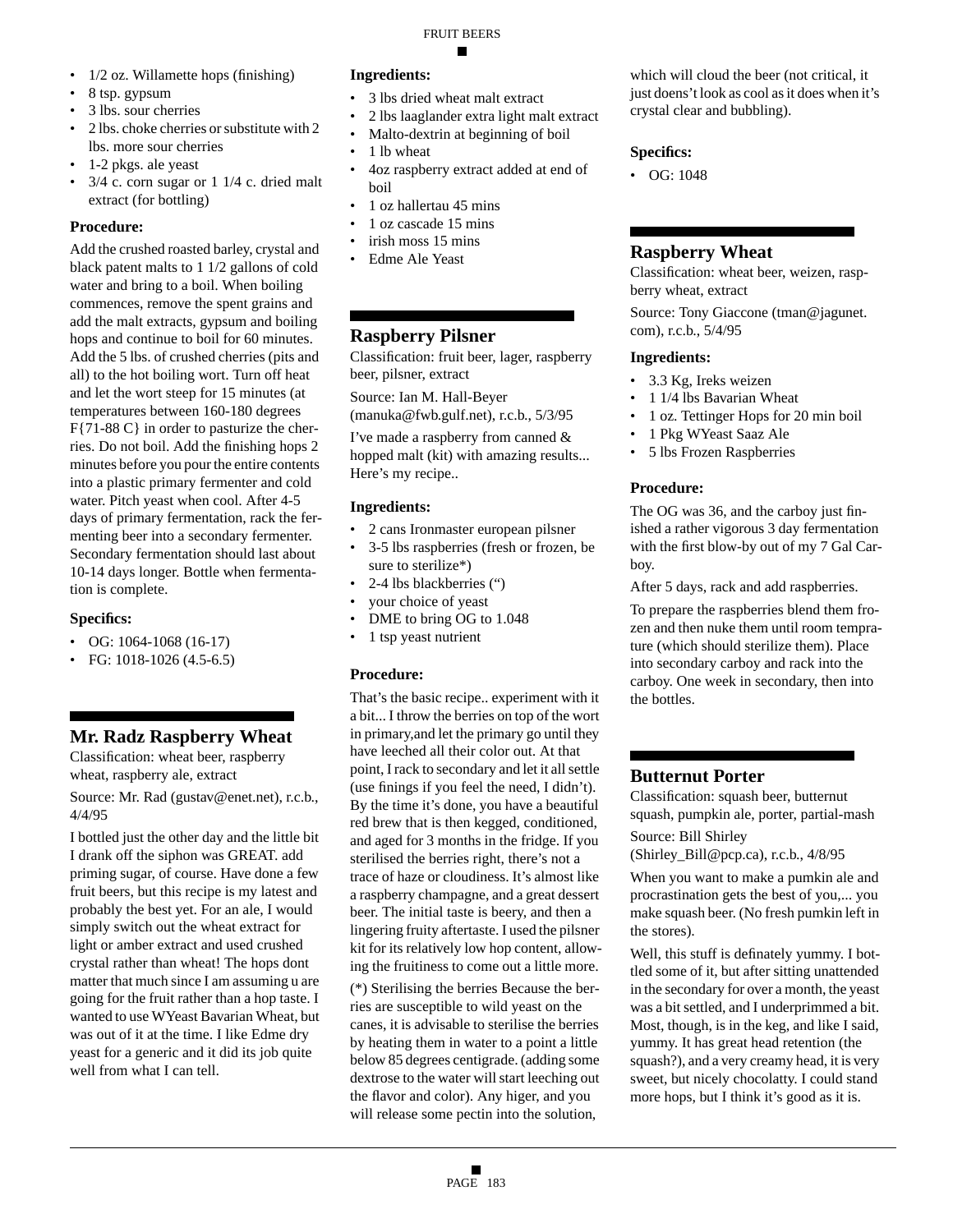- 1/2 oz. Willamette hops (finishing)
- 8 tsp. gypsum
- 3 lbs. sour cherries
- 2 lbs. choke cherries or substitute with 2 lbs. more sour cherries
- 1-2 pkgs. ale yeast
- 3/4 c. corn sugar or 1 1/4 c. dried malt extract (for bottling)

### Procedure:

Add the crushed roasted barley, crystal and black patent malts to 1 1/2 gallons of cold water and bring to a boil. When boiling commences, remove the spent grains and add the malt extracts, gypsum and boiling hops and continue to boil for 60 minutes. Add the 5 lbs. of crushed cherries (pits and all) to the hot boiling wort. Turn off heat and let the wort steep for 15 minutes (at temperatures between 160-180 degrees F{71-88 C} in order to pasturize the cherries. Do not boil. Add the finishing hops 2 minutes before you pour the entire contents into a plastic primary fermenter and cold water. Pitch yeast when cool. After 4-5 days of primary fermentation, rack the fermenting beer into a secondary fermenter. Secondary fermentation should last about 10-14 days longer. Bottle when fermentation is complete.

### Specifics:

- OG: 1064-1068 (16-17)
- FG: 1018-1026 (4.5-6.5)

## Mr. Radz Raspberry Wheat

Classification: wheat beer, raspberry wheat, raspberry ale, extract

Source: Mr. Rad (gustav@enet.net), r.c.b., 4/4/95

I bottled just the other day and the little bit I drank off the siphon was GREAT. add priming sugar, of course. Have done a few fruit beers, but this recipe is my latest and probably the best yet. For an ale, I would simply switch out the wheat extract for light or amber extract and used crushed crystal rather than wheat! The hops dont matter that much since I am assuming u are going for the fruit rather than a hop taste. I wanted to use WYeast Bavarian Wheat, but was out of it at the time. I like Edme dry yeast for a generic and it did its job quite well from what I can tell.

### Ingredients:

- 3 lbs dried wheat malt extract
- 2 lbs laaglander extra light malt extract
- Malto-dextrin at beginning of boil
- 1 lb wheat
- 4oz raspberry extract added at end of boil
- 1 oz hallertau 45 mins
- 1 oz cascade 15 mins
- irish moss 15 mins
- Edme Ale Yeast

## Raspberry Pilsner

Classification: fruit beer, lager, raspberry beer, pilsner, extract

Source: Ian M. Hall-Beyer (manuka@fwb.gulf.net), r.c.b., 5/3/95

I've made a raspberry from canned & hopped malt (kit) with amazing results... Here's my recipe..

### Ingredients:

- 2 cans Ironmaster european pilsner
- 3-5 lbs raspberries (fresh or frozen, be sure to sterilize*)
- 2-4 lbs blackberries (")
- your choice of yeast
- DME to bring OG to 1.048
- 1 tsp yeast nutrient

### Procedure:

That's the basic recipe.. experiment with it a bit... I throw the berries on top of the wort in primary,and let the primary go until they have leeched all their color out. At that point, I rack to secondary and let it all settle (use finings if you feel the need, I didn't). By the time it's done, you have a beautiful red brew that is then kegged, conditioned, and aged for 3 months in the fridge. If you sterilised the berries right, there's not a trace of haze or cloudiness. It's almost like a raspberry champagne, and a great dessert beer. The initial taste is beery, and then a lingering fruity aftertaste. I used the pilsner kit for its relatively low hop content, allowing the fruitiness to come out a little more.

(*) Sterilising the berries Because the berries are susceptible to wild yeast on the canes, it is advisable to sterilise the berries by heating them in water to a point a little below 85 degrees centigrade. (adding some dextrose to the water will start leeching out the flavor and color). Any higer, and you will release some pectin into the solution, which will cloud the beer (not critical, it just doens't look as cool as it does when it's crystal clear and bubbling).

### Specifics:

- OG: 1048

## Raspberry Wheat

Classification: wheat beer, weizen, raspberry wheat, extract

Source: Tony Giaccone (tman@jagunet.com), r.c.b., 5/4/95

### Ingredients:

- 3.3 Kg, Ireks weizen
- 1 1/4 lbs Bavarian Wheat
- 1 oz. Tettinger Hops for 20 min boil
- 1 Pkg WYeast Saaz Ale
- 5 lbs Frozen Raspberries

### Procedure:

The OG was 36, and the carboy just finished a rather vigorous 3 day fermentation with the first blow-by out of my 7 Gal Carboy.

After 5 days, rack and add raspberries.

To prepare the raspberries blend them frozen and then nuke them until room temprature (which should sterilize them). Place into secondary carboy and rack into the carboy. One week in secondary, then into the bottles.

## Butternut Porter

Classification: squash beer, butternut squash, pumpkin ale, porter, partial-mash

Source: Bill Shirley (Shirley_Bill@pcp.ca), r.c.b., 4/8/95

When you want to make a pumkin ale and procrastination gets the best of you,... you make squash beer. (No fresh pumkin left in the stores).

Well, this stuff is definately yummy. I bottled some of it, but after sitting unattended in the secondary for over a month, the yeast was a bit settled, and I underprimmed a bit. Most, though, is in the keg, and like I said, yummy. It has great head retention (the squash?), and a very creamy head, it is very sweet, but nicely chocolatty. I could stand more hops, but I think it's good as it is.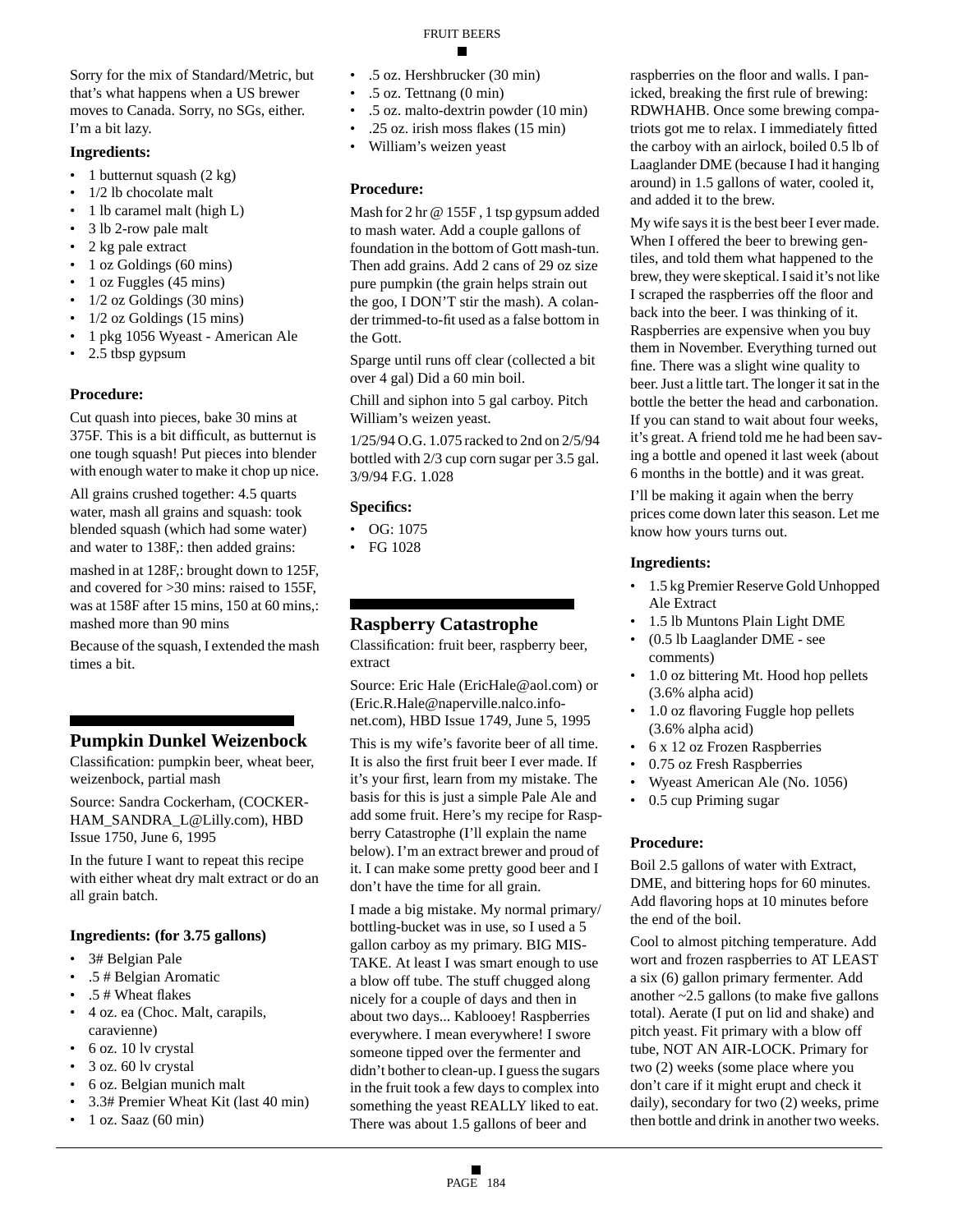Sorry for the mix of Standard/Metric, but that's what happens when a US brewer moves to Canada. Sorry, no SGs, either. I'm a bit lazy.

**Ingredients:**

- 1 butternut squash (2 kg)
- 1/2 lb chocolate malt
- 1 lb caramel malt (high L)
- 3 lb 2-row pale malt
- 2 kg pale extract
- 1 oz Goldings (60 mins)
- 1 oz Fuggles (45 mins)
- 1/2 oz Goldings (30 mins)
- 1/2 oz Goldings (15 mins)
- 1 pkg 1056 Wyeast - American Ale
- 2.5 tbsp gypsum

**Procedure:**

Cut quash into pieces, bake 30 mins at 375F. This is a bit difficult, as butternut is one tough squash! Put pieces into blender with enough water to make it chop up nice.

All grains crushed together: 4.5 quarts water, mash all grains and squash: took blended squash (which had some water) and water to 138F,: then added grains:

mashed in at 128F,: brought down to 125F, and covered for >30 mins: raised to 155F, was at 158F after 15 mins, 150 at 60 mins,: mashed more than 90 mins

Because of the squash, I extended the mash times a bit.

## Pumpkin Dunkel Weizenbock

Classification: pumpkin beer, wheat beer, weizenbock, partial mash

Source: Sandra Cockerham, (COCKERHAM_SANDRA_L@Lilly.com), HBD Issue 1750, June 6, 1995

In the future I want to repeat this recipe with either wheat dry malt extract or do an all grain batch.

**Ingredients: (for 3.75 gallons)**

- 3# Belgian Pale
- .5 # Belgian Aromatic
- .5 # Wheat flakes
- 4 oz. ea (Choc. Malt, carapils, caravienne)
- 6 oz. 10 lv crystal
- 3 oz. 60 lv crystal
- 6 oz. Belgian munich malt
- 3.3# Premier Wheat Kit (last 40 min)
- 1 oz. Saaz (60 min)
- .5 oz. Hershbrucker (30 min)
- .5 oz. Tettnang (0 min)
- .5 oz. malto-dextrin powder (10 min)
- .25 oz. irish moss flakes (15 min)
- William's weizen yeast

**Procedure:**

Mash for 2 hr @ 155F , 1 tsp gypsum added to mash water. Add a couple gallons of foundation in the bottom of Gott mash-tun. Then add grains. Add 2 cans of 29 oz size pure pumpkin (the grain helps strain out the goo, I DON'T stir the mash). A colander trimmed-to-fit used as a false bottom in the Gott.

Sparge until runs off clear (collected a bit over 4 gal) Did a 60 min boil.

Chill and siphon into 5 gal carboy. Pitch William's weizen yeast.

1/25/94 O.G. 1.075 racked to 2nd on 2/5/94 bottled with 2/3 cup corn sugar per 3.5 gal. 3/9/94 F.G. 1.028

**Specifics:**

- OG: 1075
- FG 1028

## Raspberry Catastrophe

Classification: fruit beer, raspberry beer, extract

Source: Eric Hale (EricHale@aol.com) or (Eric.R.Hale@naperville.nalco.info-net.com), HBD Issue 1749, June 5, 1995

This is my wife's favorite beer of all time. It is also the first fruit beer I ever made. If it's your first, learn from my mistake. The basis for this is just a simple Pale Ale and add some fruit. Here's my recipe for Raspberry Catastrophe (I'll explain the name below). I'm an extract brewer and proud of it. I can make some pretty good beer and I don't have the time for all grain.

I made a big mistake. My normal primary/bottling-bucket was in use, so I used a 5 gallon carboy as my primary. BIG MISTAKE. At least I was smart enough to use a blow off tube. The stuff chugged along nicely for a couple of days and then in about two days... Kablooey! Raspberries everywhere. I mean everywhere! I swore someone tipped over the fermenter and didn't bother to clean-up. I guess the sugars in the fruit took a few days to complex into something the yeast REALLY liked to eat. There was about 1.5 gallons of beer and raspberries on the floor and walls. I panicked, breaking the first rule of brewing: RDWHAHB. Once some brewing compatriots got me to relax. I immediately fitted the carboy with an airlock, boiled 0.5 lb of Laaglander DME (because I had it hanging around) in 1.5 gallons of water, cooled it, and added it to the brew.

My wife says it is the best beer I ever made. When I offered the beer to brewing gentiles, and told them what happened to the brew, they were skeptical. I said it's not like I scraped the raspberries off the floor and back into the beer. I was thinking of it. Raspberries are expensive when you buy them in November. Everything turned out fine. There was a slight wine quality to beer. Just a little tart. The longer it sat in the bottle the better the head and carbonation. If you can stand to wait about four weeks, it's great. A friend told me he had been saving a bottle and opened it last week (about 6 months in the bottle) and it was great.

I'll be making it again when the berry prices come down later this season. Let me know how yours turns out.

**Ingredients:**

- 1.5 kg Premier Reserve Gold Unhopped Ale Extract
- 1.5 lb Muntons Plain Light DME
- (0.5 lb Laaglander DME - see comments)
- 1.0 oz bittering Mt. Hood hop pellets (3.6% alpha acid)
- 1.0 oz flavoring Fuggle hop pellets (3.6% alpha acid)
- 6 x 12 oz Frozen Raspberries
- 0.75 oz Fresh Raspberries
- Wyeast American Ale (No. 1056)
- 0.5 cup Priming sugar

**Procedure:**

Boil 2.5 gallons of water with Extract, DME, and bittering hops for 60 minutes. Add flavoring hops at 10 minutes before the end of the boil.

Cool to almost pitching temperature. Add wort and frozen raspberries to AT LEAST a six (6) gallon primary fermenter. Add another ~2.5 gallons (to make five gallons total). Aerate (I put on lid and shake) and pitch yeast. Fit primary with a blow off tube, NOT AN AIR-LOCK. Primary for two (2) weeks (some place where you don't care if it might erupt and check it daily), secondary for two (2) weeks, prime then bottle and drink in another two weeks.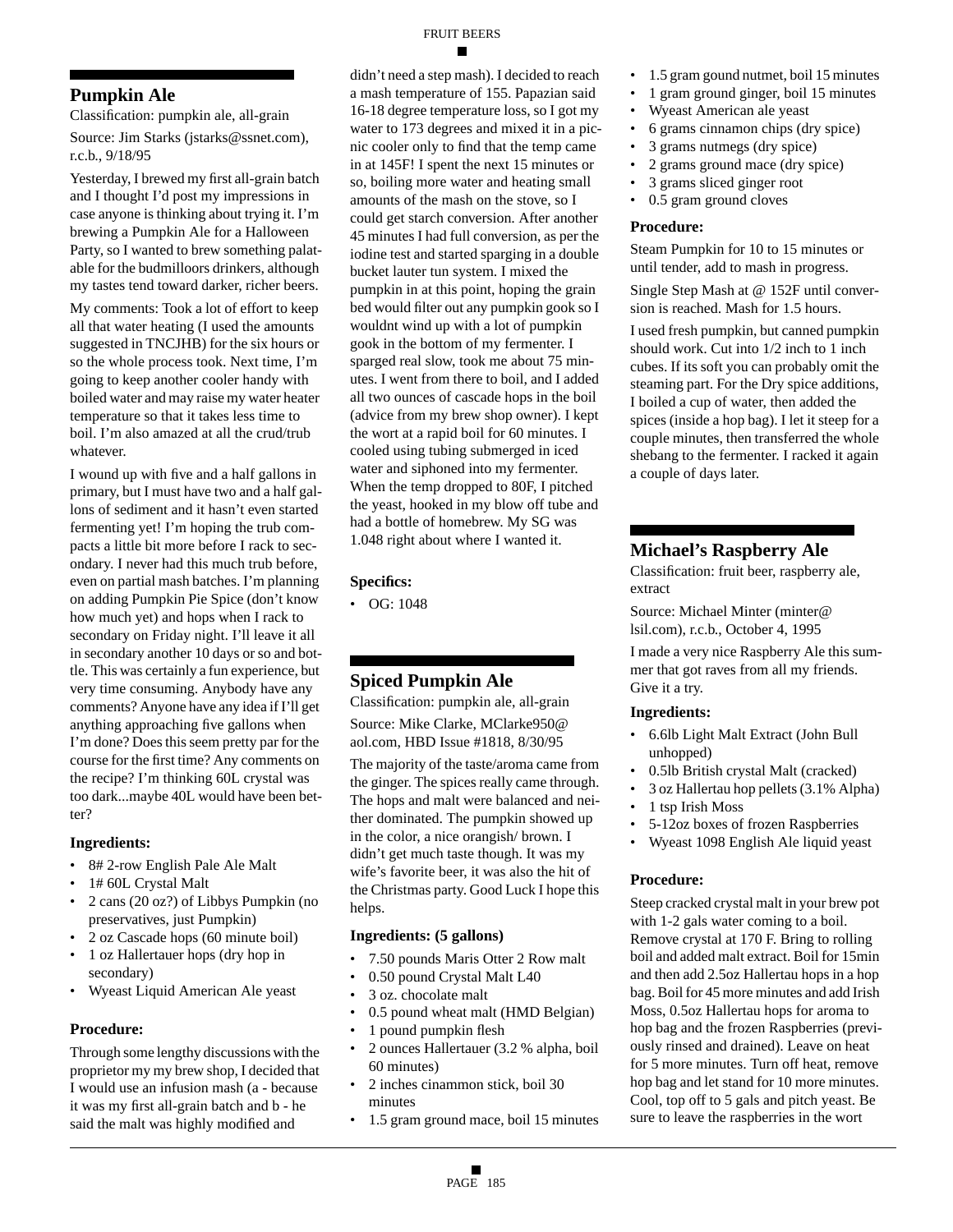## Pumpkin Ale

Classification: pumpkin ale, all-grain

Source: Jim Starks (jstarks@ssnet.com), r.c.b., 9/18/95

Yesterday, I brewed my first all-grain batch and I thought I'd post my impressions in case anyone is thinking about trying it. I'm brewing a Pumpkin Ale for a Halloween Party, so I wanted to brew something palatable for the budmilloors drinkers, although my tastes tend toward darker, richer beers.

My comments: Took a lot of effort to keep all that water heating (I used the amounts suggested in TNCJHB) for the six hours or so the whole process took. Next time, I'm going to keep another cooler handy with boiled water and may raise my water heater temperature so that it takes less time to boil. I'm also amazed at all the crud/trub whatever.

I wound up with five and a half gallons in primary, but I must have two and a half gallons of sediment and it hasn't even started fermenting yet! I'm hoping the trub compacts a little bit more before I rack to secondary. I never had this much trub before, even on partial mash batches. I'm planning on adding Pumpkin Pie Spice (don't know how much yet) and hops when I rack to secondary on Friday night. I'll leave it all in secondary another 10 days or so and bottle. This was certainly a fun experience, but very time consuming. Anybody have any comments? Anyone have any idea if I'll get anything approaching five gallons when I'm done? Does this seem pretty par for the course for the first time? Any comments on the recipe? I'm thinking 60L crystal was too dark...maybe 40L would have been better?

### Ingredients:

- 8# 2-row English Pale Ale Malt
- 1# 60L Crystal Malt
- 2 cans (20 oz?) of Libbys Pumpkin (no preservatives, just Pumpkin)
- 2 oz Cascade hops (60 minute boil)
- 1 oz Hallertauer hops (dry hop in secondary)
- Wyeast Liquid American Ale yeast

### Procedure:

Through some lengthy discussions with the proprietor my my brew shop, I decided that I would use an infusion mash (a - because it was my first all-grain batch and b - he said the malt was highly modified and didn't need a step mash). I decided to reach a mash temperature of 155. Papazian said 16-18 degree temperature loss, so I got my water to 173 degrees and mixed it in a picnic cooler only to find that the temp came in at 145F! I spent the next 15 minutes or so, boiling more water and heating small amounts of the mash on the stove, so I could get starch conversion. After another 45 minutes I had full conversion, as per the iodine test and started sparging in a double bucket lauter tun system. I mixed the pumpkin in at this point, hoping the grain bed would filter out any pumpkin gook so I wouldnt wind up with a lot of pumpkin gook in the bottom of my fermenter. I sparged real slow, took me about 75 minutes. I went from there to boil, and I added all two ounces of cascade hops in the boil (advice from my brew shop owner). I kept the wort at a rapid boil for 60 minutes. I cooled using tubing submerged in iced water and siphoned into my fermenter. When the temp dropped to 80F, I pitched the yeast, hooked in my blow off tube and had a bottle of homebrew. My SG was 1.048 right about where I wanted it.

### Specifics:

- OG: 1048

## Spiced Pumpkin Ale

Classification: pumpkin ale, all-grain

Source: Mike Clarke, MClarke950@aol.com, HBD Issue #1818, 8/30/95

The majority of the taste/aroma came from the ginger. The spices really came through. The hops and malt were balanced and neither dominated. The pumpkin showed up in the color, a nice orangish/ brown. I didn't get much taste though. It was my wife's favorite beer, it was also the hit of the Christmas party. Good Luck I hope this helps.

### Ingredients: (5 gallons)

- 7.50 pounds Maris Otter 2 Row malt
- 0.50 pound Crystal Malt L40
- 3 oz. chocolate malt
- 0.5 pound wheat malt (HMD Belgian)
- 1 pound pumpkin flesh
- 2 ounces Hallertauer (3.2 % alpha, boil 60 minutes)
- 2 inches cinammon stick, boil 30 minutes
- 1.5 gram ground mace, boil 15 minutes
- 1.5 gram gound nutmet, boil 15 minutes
- 1 gram ground ginger, boil 15 minutes
- Wyeast American ale yeast
- 6 grams cinnamon chips (dry spice)
- 3 grams nutmegs (dry spice)
- 2 grams ground mace (dry spice)
- 3 grams sliced ginger root
- 0.5 gram ground cloves

### Procedure:

Steam Pumpkin for 10 to 15 minutes or until tender, add to mash in progress.

Single Step Mash at @ 152F until conversion is reached. Mash for 1.5 hours.

I used fresh pumpkin, but canned pumpkin should work. Cut into 1/2 inch to 1 inch cubes. If its soft you can probably omit the steaming part. For the Dry spice additions, I boiled a cup of water, then added the spices (inside a hop bag). I let it steep for a couple minutes, then transferred the whole shebang to the fermenter. I racked it again a couple of days later.

## Michael's Raspberry Ale

Classification: fruit beer, raspberry ale, extract

Source: Michael Minter (minter@lsil.com), r.c.b., October 4, 1995

I made a very nice Raspberry Ale this summer that got raves from all my friends. Give it a try.

### Ingredients:

- 6.6lb Light Malt Extract (John Bull unhopped)
- 0.5lb British crystal Malt (cracked)
- 3 oz Hallertau hop pellets (3.1% Alpha)
- 1 tsp Irish Moss
- 5-12oz boxes of frozen Raspberries
- Wyeast 1098 English Ale liquid yeast

### Procedure:

Steep cracked crystal malt in your brew pot with 1-2 gals water coming to a boil. Remove crystal at 170 F. Bring to rolling boil and added malt extract. Boil for 15min and then add 2.5oz Hallertau hops in a hop bag. Boil for 45 more minutes and add Irish Moss, 0.5oz Hallertau hops for aroma to hop bag and the frozen Raspberries (previously rinsed and drained). Leave on heat for 5 more minutes. Turn off heat, remove hop bag and let stand for 10 more minutes. Cool, top off to 5 gals and pitch yeast. Be sure to leave the raspberries in the wort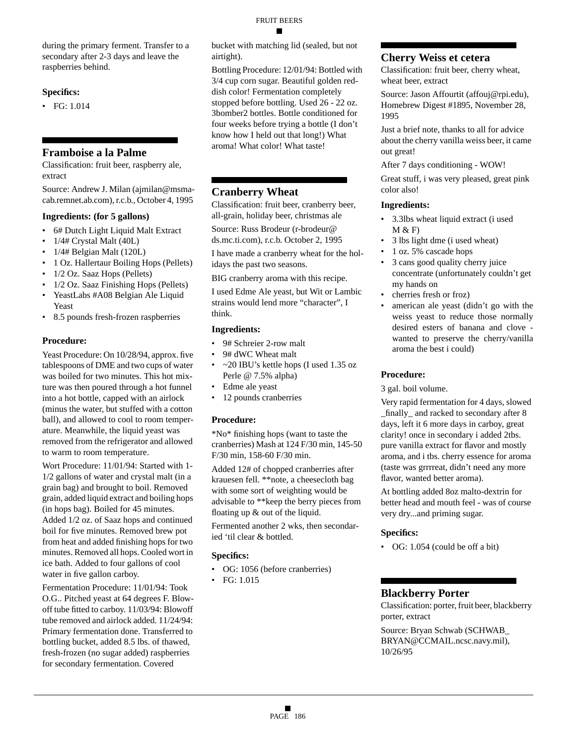during the primary ferment. Transfer to a secondary after 2-3 days and leave the raspberries behind.

### Specifics:

- FG: 1.014

## Framboise a la Palme

Classification: fruit beer, raspberry ale, extract

Source: Andrew J. Milan (ajmilan@msma-cab.remnet.ab.com), r.c.b., October 4, 1995

### Ingredients: (for 5 gallons)

- 6# Dutch Light Liquid Malt Extract
- 1/4# Crystal Malt (40L)
- 1/4# Belgian Malt (120L)
- 1 Oz. Hallertaur Boiling Hops (Pellets)
- 1/2 Oz. Saaz Hops (Pellets)
- 1/2 Oz. Saaz Finishing Hops (Pellets)
- YeastLabs #A08 Belgian Ale Liquid Yeast
- 8.5 pounds fresh-frozen raspberries

### Procedure:

Yeast Procedure: On 10/28/94, approx. five tablespoons of DME and two cups of water was boiled for two minutes. This hot mixture was then poured through a hot funnel into a hot bottle, capped with an airlock (minus the water, but stuffed with a cotton ball), and allowed to cool to room temperature. Meanwhile, the liquid yeast was removed from the refrigerator and allowed to warm to room temperature.

Wort Procedure: 11/01/94: Started with 1-1/2 gallons of water and crystal malt (in a grain bag) and brought to boil. Removed grain, added liquid extract and boiling hops (in hops bag). Boiled for 45 minutes. Added 1/2 oz. of Saaz hops and continued boil for five minutes. Removed brew pot from heat and added finishing hops for two minutes. Removed all hops. Cooled wort in ice bath. Added to four gallons of cool water in five gallon carboy.

Fermentation Procedure: 11/01/94: Took O.G.. Pitched yeast at 64 degrees F. Blow-off tube fitted to carboy. 11/03/94: Blowoff tube removed and airlock added. 11/24/94: Primary fermentation done. Transferred to bottling bucket, added 8.5 lbs. of thawed, fresh-frozen (no sugar added) raspberries for secondary fermentation. Covered bucket with matching lid (sealed, but not airtight).

Bottling Procedure: 12/01/94: Bottled with 3/4 cup corn sugar. Beautiful golden red-dish color! Fermentation completely stopped before bottling. Used 26 - 22 oz. 3bomber2 bottles. Bottle conditioned for four weeks before trying a bottle (I don't know how I held out that long!) What aroma! What color! What taste!

## Cranberry Wheat

Classification: fruit beer, cranberry beer, all-grain, holiday beer, christmas ale

Source: Russ Brodeur (r-brodeur@ds.mc.ti.com), r.c.b. October 2, 1995

I have made a cranberry wheat for the holidays the past two seasons.

BIG cranberry aroma with this recipe.

I used Edme Ale yeast, but Wit or Lambic strains would lend more "character", I think.

### Ingredients:

- 9# Schreier 2-row malt
- 9# dWC Wheat malt
- ~20 IBU's kettle hops (I used 1.35 oz Perle @ 7.5% alpha)
- Edme ale yeast
- 12 pounds cranberries

### Procedure:

*No* finishing hops (want to taste the cranberries) Mash at 124 F/30 min, 145-50 F/30 min, 158-60 F/30 min.

Added 12# of chopped cranberries after krauesen fell. **note, a cheesecloth bag with some sort of weighting would be advisable to **keep the berry pieces from floating up & out of the liquid.

Fermented another 2 wks, then secondaried 'til clear & bottled.

### Specifics:

- OG: 1056 (before cranberries)
- FG: 1.015

## Cherry Weiss et cetera

Classification: fruit beer, cherry wheat, wheat beer, extract

Source: Jason Affourtit (affouj@rpi.edu), Homebrew Digest #1895, November 28, 1995

Just a brief note, thanks to all for advice about the cherry vanilla weiss beer, it came out great!

After 7 days conditioning - WOW!

Great stuff, i was very pleased, great pink color also!

### Ingredients:

- 3.3lbs wheat liquid extract (i used M & F)
- 3 lbs light dme (i used wheat)
- 1 oz. 5% cascade hops
- 3 cans good quality cherry juice concentrate (unfortunately couldn't get my hands on
- cherries fresh or froz)
- american ale yeast (didn't go with the weiss yeast to reduce those normally desired esters of banana and clove - wanted to preserve the cherry/vanilla aroma the best i could)

### Procedure:

3 gal. boil volume.

Very rapid fermentation for 4 days, slowed _finally_ and racked to secondary after 8 days, left it 6 more days in carboy, great clarity! once in secondary i added 2tbs. pure vanilla extract for flavor and mostly aroma, and i tbs. cherry essence for aroma (taste was grrrreat, didn't need any more flavor, wanted better aroma).

At bottling added 8oz malto-dextrin for better head and mouth feel - was of course very dry...and priming sugar.

### Specifics:

- OG: 1.054 (could be off a bit)

## Blackberry Porter

Classification: porter, fruit beer, blackberry porter, extract

Source: Bryan Schwab (SCHWAB_BRYAN@CCMAIL.ncsc.navy.mil), 10/26/95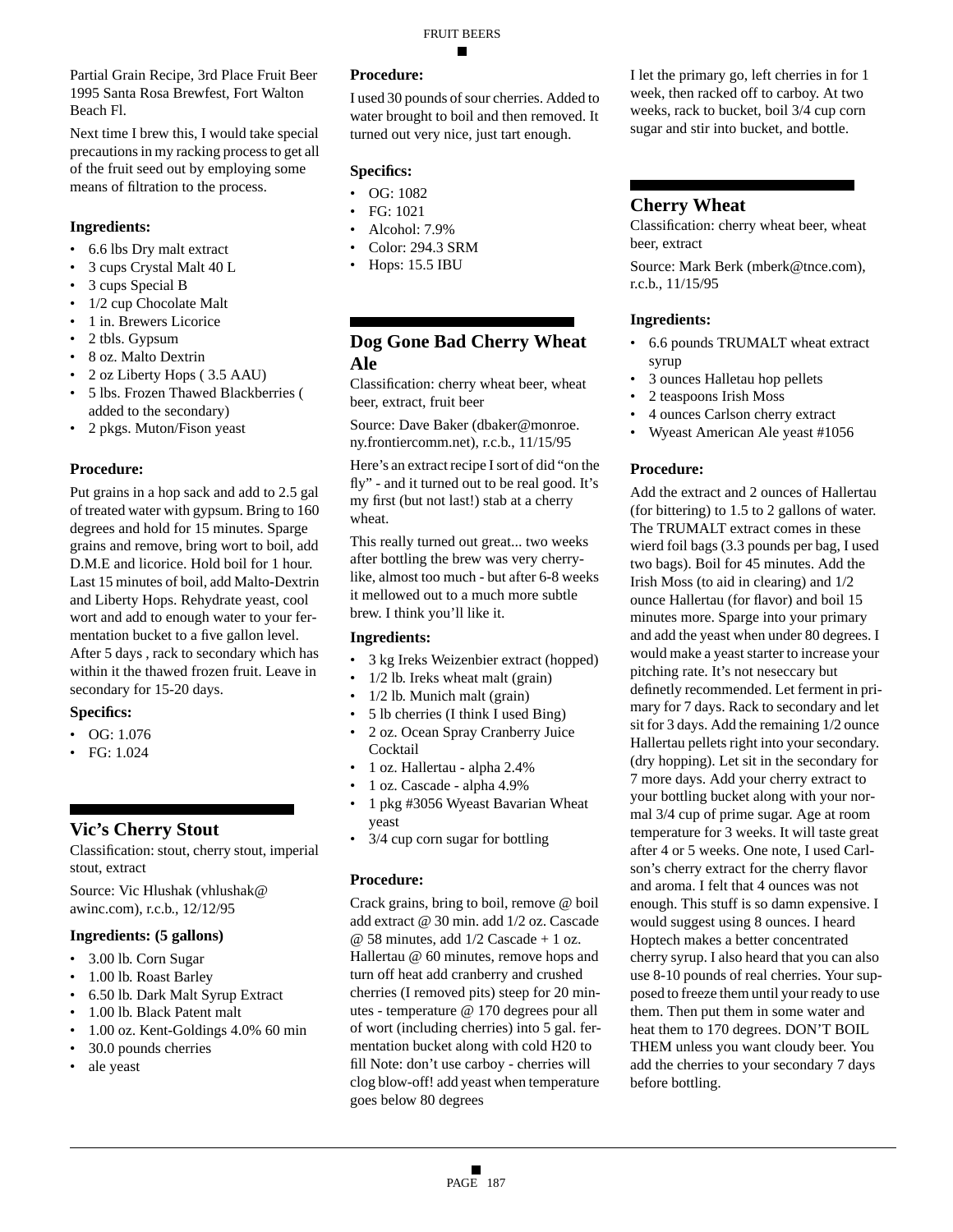Partial Grain Recipe, 3rd Place Fruit Beer 1995 Santa Rosa Brewfest, Fort Walton Beach Fl.

Next time I brew this, I would take special precautions in my racking process to get all of the fruit seed out by employing some means of filtration to the process.

### Ingredients:

- 6.6 lbs Dry malt extract
- 3 cups Crystal Malt 40 L
- 3 cups Special B
- 1/2 cup Chocolate Malt
- 1 in. Brewers Licorice
- 2 tbls. Gypsum
- 8 oz. Malto Dextrin
- 2 oz Liberty Hops ( 3.5 AAU)
- 5 lbs. Frozen Thawed Blackberries ( added to the secondary)
- 2 pkgs. Muton/Fison yeast

### Procedure:

Put grains in a hop sack and add to 2.5 gal of treated water with gypsum. Bring to 160 degrees and hold for 15 minutes. Sparge grains and remove, bring wort to boil, add D.M.E and licorice. Hold boil for 1 hour. Last 15 minutes of boil, add Malto-Dextrin and Liberty Hops. Rehydrate yeast, cool wort and add to enough water to your fermentation bucket to a five gallon level. After 5 days , rack to secondary which has within it the thawed frozen fruit. Leave in secondary for 15-20 days.

### Specifics:

- OG: 1.076
- FG: 1.024

## Vic's Cherry Stout

Classification: stout, cherry stout, imperial stout, extract

Source: Vic Hlushak (vhlushak@awinc.com), r.c.b., 12/12/95

### Ingredients: (5 gallons)

- 3.00 lb. Corn Sugar
- 1.00 lb. Roast Barley
- 6.50 lb. Dark Malt Syrup Extract
- 1.00 lb. Black Patent malt
- 1.00 oz. Kent-Goldings 4.0% 60 min
- 30.0 pounds cherries
- ale yeast

### Procedure:

I used 30 pounds of sour cherries. Added to water brought to boil and then removed. It turned out very nice, just tart enough.

### Specifics:

- OG: 1082
- FG: 1021
- Alcohol: 7.9%
- Color: 294.3 SRM
- Hops: 15.5 IBU

## Dog Gone Bad Cherry Wheat Ale

Classification: cherry wheat beer, wheat beer, extract, fruit beer

Source: Dave Baker (dbaker@monroe.ny.frontiercomm.net), r.c.b., 11/15/95

Here's an extract recipe I sort of did "on the fly" - and it turned out to be real good. It's my first (but not last!) stab at a cherry wheat.

This really turned out great... two weeks after bottling the brew was very cherry-like, almost too much - but after 6-8 weeks it mellowed out to a much more subtle brew. I think you'll like it.

### Ingredients:

- 3 kg Ireks Weizenbier extract (hopped)
- 1/2 lb. Ireks wheat malt (grain)
- 1/2 lb. Munich malt (grain)
- 5 lb cherries (I think I used Bing)
- 2 oz. Ocean Spray Cranberry Juice Cocktail
- 1 oz. Hallertau - alpha 2.4%
- 1 oz. Cascade - alpha 4.9%
- 1 pkg #3056 Wyeast Bavarian Wheat yeast
- 3/4 cup corn sugar for bottling

### Procedure:

Crack grains, bring to boil, remove @ boil add extract @ 30 min. add 1/2 oz. Cascade @ 58 minutes, add 1/2 Cascade + 1 oz. Hallertau @ 60 minutes, remove hops and turn off heat add cranberry and crushed cherries (I removed pits) steep for 20 minutes - temperature @ 170 degrees pour all of wort (including cherries) into 5 gal. fermentation bucket along with cold H20 to fill Note: don't use carboy - cherries will clog blow-off! add yeast when temperature goes below 80 degrees

I let the primary go, left cherries in for 1 week, then racked off to carboy. At two weeks, rack to bucket, boil 3/4 cup corn sugar and stir into bucket, and bottle.

## Cherry Wheat

Classification: cherry wheat beer, wheat beer, extract

Source: Mark Berk (mberk@tnce.com), r.c.b., 11/15/95

### Ingredients:

- 6.6 pounds TRUMALT wheat extract syrup
- 3 ounces Halletau hop pellets
- 2 teaspoons Irish Moss
- 4 ounces Carlson cherry extract
- Wyeast American Ale yeast #1056

### Procedure:

Add the extract and 2 ounces of Hallertau (for bittering) to 1.5 to 2 gallons of water. The TRUMALT extract comes in these wierd foil bags (3.3 pounds per bag, I used two bags). Boil for 45 minutes. Add the Irish Moss (to aid in clearing) and 1/2 ounce Hallertau (for flavor) and boil 15 minutes more. Sparge into your primary and add the yeast when under 80 degrees. I would make a yeast starter to increase your pitching rate. It's not neseccary but definetly recommended. Let ferment in primary for 7 days. Rack to secondary and let sit for 3 days. Add the remaining 1/2 ounce Hallertau pellets right into your secondary. (dry hopping). Let sit in the secondary for 7 more days. Add your cherry extract to your bottling bucket along with your normal 3/4 cup of prime sugar. Age at room temperature for 3 weeks. It will taste great after 4 or 5 weeks. One note, I used Carlson's cherry extract for the cherry flavor and aroma. I felt that 4 ounces was not enough. This stuff is so damn expensive. I would suggest using 8 ounces. I heard Hoptech makes a better concentrated cherry syrup. I also heard that you can also use 8-10 pounds of real cherries. Your supposed to freeze them until your ready to use them. Then put them in some water and heat them to 170 degrees. DON'T BOIL THEM unless you want cloudy beer. You add the cherries to your secondary 7 days before bottling.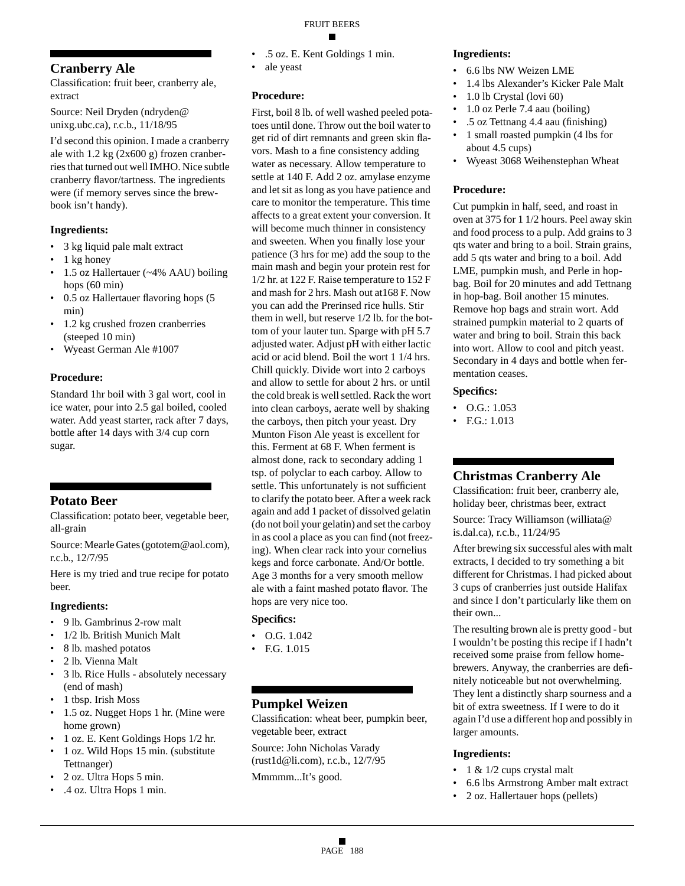## Cranberry Ale

Classification: fruit beer, cranberry ale, extract

Source: Neil Dryden (ndryden@unixg.ubc.ca), r.c.b., 11/18/95

I'd second this opinion. I made a cranberry ale with 1.2 kg (2x600 g) frozen cranberries that turned out well IMHO. Nice subtle cranberry flavor/tartness. The ingredients were (if memory serves since the brew-book isn't handy).

### Ingredients:

- 3 kg liquid pale malt extract
- 1 kg honey
- 1.5 oz Hallertauer (~4% AAU) boiling hops (60 min)
- 0.5 oz Hallertauer flavoring hops (5 min)
- 1.2 kg crushed frozen cranberries (steeped 10 min)
- Wyeast German Ale #1007

### Procedure:

Standard 1hr boil with 3 gal wort, cool in ice water, pour into 2.5 gal boiled, cooled water. Add yeast starter, rack after 7 days, bottle after 14 days with 3/4 cup corn sugar.

## Potato Beer

Classification: potato beer, vegetable beer, all-grain

Source: Mearle Gates (gototem@aol.com), r.c.b., 12/7/95

Here is my tried and true recipe for potato beer.

### Ingredients:

- 9 lb. Gambrinus 2-row malt
- 1/2 lb. British Munich Malt
- 8 lb. mashed potatos
- 2 lb. Vienna Malt
- 3 lb. Rice Hulls - absolutely necessary (end of mash)
- 1 tbsp. Irish Moss
- 1.5 oz. Nugget Hops 1 hr. (Mine were home grown)
- 1 oz. E. Kent Goldings Hops 1/2 hr.
- 1 oz. Wild Hops 15 min. (substitute Tettnanger)
- 2 oz. Ultra Hops 5 min.
- .4 oz. Ultra Hops 1 min.
- .5 oz. E. Kent Goldings 1 min.
- ale yeast

### Procedure:

First, boil 8 lb. of well washed peeled potatoes until done. Throw out the boil water to get rid of dirt remnants and green skin flavors. Mash to a fine consistency adding water as necessary. Allow temperature to settle at 140 F. Add 2 oz. amylase enzyme and let sit as long as you have patience and care to monitor the temperature. This time affects to a great extent your conversion. It will become much thinner in consistency and sweeten. When you finally lose your patience (3 hrs for me) add the soup to the main mash and begin your protein rest for 1/2 hr. at 122 F. Raise temperature to 152 F and mash for 2 hrs. Mash out at168 F. Now you can add the Prerinsed rice hulls. Stir them in well, but reserve 1/2 lb. for the bottom of your lauter tun. Sparge with pH 5.7 adjusted water. Adjust pH with either lactic acid or acid blend. Boil the wort 1 1/4 hrs. Chill quickly. Divide wort into 2 carboys and allow to settle for about 2 hrs. or until the cold break is well settled. Rack the wort into clean carboys, aerate well by shaking the carboys, then pitch your yeast. Dry Munton Fison Ale yeast is excellent for this. Ferment at 68 F. When ferment is almost done, rack to secondary adding 1 tsp. of polyclar to each carboy. Allow to settle. This unfortunately is not sufficient to clarify the potato beer. After a week rack again and add 1 packet of dissolved gelatin (do not boil your gelatin) and set the carboy in as cool a place as you can find (not freezing). When clear rack into your cornelius kegs and force carbonate. And/Or bottle. Age 3 months for a very smooth mellow ale with a faint mashed potato flavor. The hops are very nice too.

### Specifics:

- O.G. 1.042
- F.G. 1.015

## Pumpkel Weizen

Classification: wheat beer, pumpkin beer, vegetable beer, extract

Source: John Nicholas Varady (rust1d@li.com), r.c.b., 12/7/95

Mmmmm...It's good.

### Ingredients:

- 6.6 lbs NW Weizen LME
- 1.4 lbs Alexander's Kicker Pale Malt
- 1.0 lb Crystal (lovi 60)
- 1.0 oz Perle 7.4 aau (boiling)
- .5 oz Tettnang 4.4 aau (finishing)
- 1 small roasted pumpkin (4 lbs for about 4.5 cups)
- Wyeast 3068 Weihenstephan Wheat

### Procedure:

Cut pumpkin in half, seed, and roast in oven at 375 for 1 1/2 hours. Peel away skin and food process to a pulp. Add grains to 3 qts water and bring to a boil. Strain grains, add 5 qts water and bring to a boil. Add LME, pumpkin mush, and Perle in hop-bag. Boil for 20 minutes and add Tettnang in hop-bag. Boil another 15 minutes. Remove hop bags and strain wort. Add strained pumpkin material to 2 quarts of water and bring to boil. Strain this back into wort. Allow to cool and pitch yeast. Secondary in 4 days and bottle when fermentation ceases.

### Specifics:

- O.G.: 1.053
- F.G.: 1.013

## Christmas Cranberry Ale

Classification: fruit beer, cranberry ale, holiday beer, christmas beer, extract

Source: Tracy Williamson (williata@is.dal.ca), r.c.b., 11/24/95

After brewing six successful ales with malt extracts, I decided to try something a bit different for Christmas. I had picked about 3 cups of cranberries just outside Halifax and since I don't particularly like them on their own...

The resulting brown ale is pretty good - but I wouldn't be posting this recipe if I hadn't received some praise from fellow homebrewers. Anyway, the cranberries are definitely noticeable but not overwhelming. They lent a distinctly sharp sourness and a bit of extra sweetness. If I were to do it again I'd use a different hop and possibly in larger amounts.

### Ingredients:

- 1 & 1/2 cups crystal malt
- 6.6 lbs Armstrong Amber malt extract
- 2 oz. Hallertauer hops (pellets)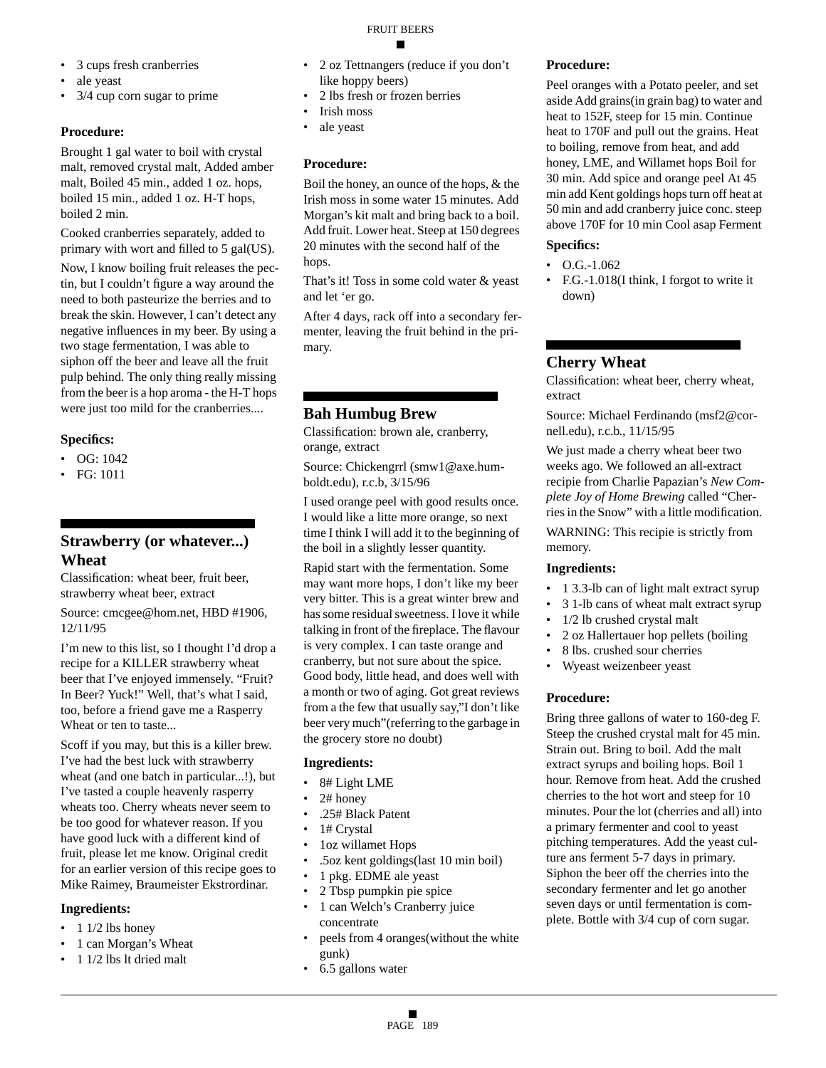- 3 cups fresh cranberries
- ale yeast
- 3/4 cup corn sugar to prime

**Procedure:**

Brought 1 gal water to boil with crystal malt, removed crystal malt, Added amber malt, Boiled 45 min., added 1 oz. hops, boiled 15 min., added 1 oz. H-T hops, boiled 2 min.

Cooked cranberries separately, added to primary with wort and filled to 5 gal(US).

Now, I know boiling fruit releases the pectin, but I couldn't figure a way around the need to both pasteurize the berries and to break the skin. However, I can't detect any negative influences in my beer. By using a two stage fermentation, I was able to siphon off the beer and leave all the fruit pulp behind. The only thing really missing from the beer is a hop aroma - the H-T hops were just too mild for the cranberries....

**Specifics:**

- OG: 1042
- FG: 1011

## Strawberry (or whatever...) Wheat

Classification: wheat beer, fruit beer, strawberry wheat beer, extract

Source: cmcgee@hom.net, HBD #1906, 12/11/95

I'm new to this list, so I thought I'd drop a recipe for a KILLER strawberry wheat beer that I've enjoyed immensely. "Fruit? In Beer? Yuck!" Well, that's what I said, too, before a friend gave me a Rasperry Wheat or ten to taste...

Scoff if you may, but this is a killer brew. I've had the best luck with strawberry wheat (and one batch in particular...!), but I've tasted a couple heavenly rasperry wheats too. Cherry wheats never seem to be too good for whatever reason. If you have good luck with a different kind of fruit, please let me know. Original credit for an earlier version of this recipe goes to Mike Raimey, Braumeister Ekstrordinar.

**Ingredients:**

- 1 1/2 lbs honey
- 1 can Morgan's Wheat
- 1 1/2 lbs lt dried malt
- 2 oz Tettnangers (reduce if you don't like hoppy beers)
- 2 lbs fresh or frozen berries
- Irish moss
- ale yeast

**Procedure:**

Boil the honey, an ounce of the hops, & the Irish moss in some water 15 minutes. Add Morgan's kit malt and bring back to a boil. Add fruit. Lower heat. Steep at 150 degrees 20 minutes with the second half of the hops.

That's it! Toss in some cold water & yeast and let 'er go.

After 4 days, rack off into a secondary fermenter, leaving the fruit behind in the primary.

## Bah Humbug Brew

Classification: brown ale, cranberry, orange, extract

Source: Chickengrrl (smw1@axe.humboldt.edu), r.c.b, 3/15/96

I used orange peel with good results once. I would like a litte more orange, so next time I think I will add it to the beginning of the boil in a slightly lesser quantity.

Rapid start with the fermentation. Some may want more hops, I don't like my beer very bitter. This is a great winter brew and has some residual sweetness. I love it while talking in front of the fireplace. The flavour is very complex. I can taste orange and cranberry, but not sure about the spice. Good body, little head, and does well with a month or two of aging. Got great reviews from a the few that usually say,"I don't like beer very much"(referring to the garbage in the grocery store no doubt)

**Ingredients:**

- 8# Light LME
- 2# honey
- .25# Black Patent
- 1# Crystal
- 1oz willamet Hops
- .5oz kent goldings(last 10 min boil)
- 1 pkg. EDME ale yeast
- 2 Tbsp pumpkin pie spice
- 1 can Welch's Cranberry juice concentrate
- peels from 4 oranges(without the white gunk)
- 6.5 gallons water

**Procedure:**

Peel oranges with a Potato peeler, and set aside Add grains(in grain bag) to water and heat to 152F, steep for 15 min. Continue heat to 170F and pull out the grains. Heat to boiling, remove from heat, and add honey, LME, and Willamet hops Boil for 30 min. Add spice and orange peel At 45 min add Kent goldings hops turn off heat at 50 min and add cranberry juice conc. steep above 170F for 10 min Cool asap Ferment

**Specifics:**

- O.G.-1.062
- F.G.-1.018(I think, I forgot to write it down)

## Cherry Wheat

Classification: wheat beer, cherry wheat, extract

Source: Michael Ferdinando (msf2@cornell.edu), r.c.b., 11/15/95

We just made a cherry wheat beer two weeks ago. We followed an all-extract recipie from Charlie Papazian's *New Complete Joy of Home Brewing* called "Cherries in the Snow" with a little modification.

WARNING: This recipie is strictly from memory.

**Ingredients:**

- 1 3.3-lb can of light malt extract syrup
- 3 1-lb cans of wheat malt extract syrup
- 1/2 lb crushed crystal malt
- 2 oz Hallertauer hop pellets (boiling
- 8 lbs. crushed sour cherries
- Wyeast weizenbeer yeast

**Procedure:**

Bring three gallons of water to 160-deg F. Steep the crushed crystal malt for 45 min. Strain out. Bring to boil. Add the malt extract syrups and boiling hops. Boil 1 hour. Remove from heat. Add the crushed cherries to the hot wort and steep for 10 minutes. Pour the lot (cherries and all) into a primary fermenter and cool to yeast pitching temperatures. Add the yeast culture ans ferment 5-7 days in primary. Siphon the beer off the cherries into the secondary fermenter and let go another seven days or until fermentation is complete. Bottle with 3/4 cup of corn sugar.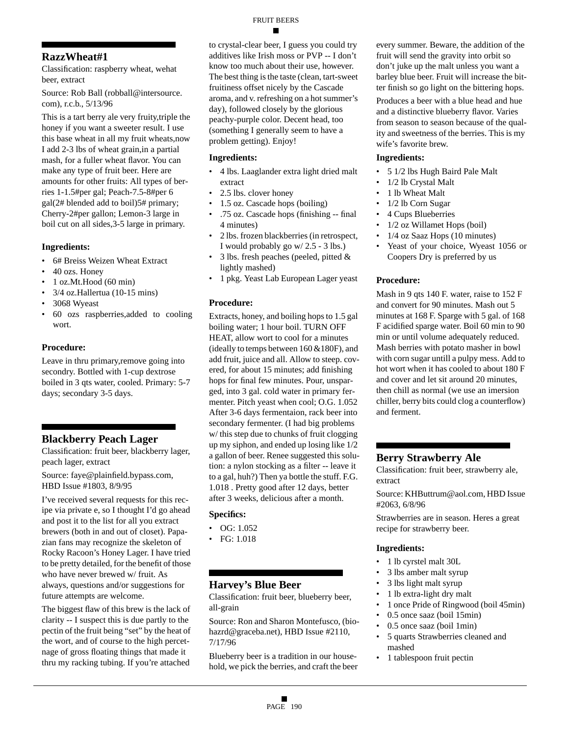## RazzWheat#1

Classification: raspberry wheat, wehat beer, extract

Source: Rob Ball (robball@intersource.com), r.c.b., 5/13/96

This is a tart berry ale very fruity,triple the honey if you want a sweeter result. I use this base wheat in all my fruit wheats,now I add 2-3 lbs of wheat grain,in a partial mash, for a fuller wheat flavor. You can make any type of fruit beer. Here are amounts for other fruits: All types of berries 1-1.5#per gal; Peach-7.5-8#per 6 gal(2# blended add to boil)5# primary; Cherry-2#per gallon; Lemon-3 large in boil cut on all sides,3-5 large in primary.

### Ingredients:

- 6# Breiss Weizen Wheat Extract
- 40 ozs. Honey
- 1 oz.Mt.Hood (60 min)
- 3/4 oz.Hallertua (10-15 mins)
- 3068 Wyeast
- 60 ozs raspberries,added to cooling wort.

### Procedure:

Leave in thru primary,remove going into secondry. Bottled with 1-cup dextrose boiled in 3 qts water, cooled. Primary: 5-7 days; secondary 3-5 days.

## Blackberry Peach Lager

Classification: fruit beer, blackberry lager, peach lager, extract

Source: faye@plainfield.bypass.com, HBD Issue #1803, 8/9/95

I've received several requests for this recipe via private e, so I thought I'd go ahead and post it to the list for all you extract brewers (both in and out of closet). Papazian fans may recognize the skeleton of Rocky Racoon's Honey Lager. I have tried to be pretty detailed, for the benefit of those who have never brewed w/ fruit. As always, questions and/or suggestions for future attempts are welcome.

The biggest flaw of this brew is the lack of clarity -- I suspect this is due partly to the pectin of the fruit being "set" by the heat of the wort, and of course to the high percetnage of gross floating things that made it thru my racking tubing. If you're attached to crystal-clear beer, I guess you could try additives like Irish moss or PVP -- I don't know too much about their use, however. The best thing is the taste (clean, tart-sweet fruitiness offset nicely by the Cascade aroma, and v. refreshing on a hot summer's day), followed closely by the glorious peachy-purple color. Decent head, too (something I generally seem to have a problem getting). Enjoy!

### Ingredients:

- 4 lbs. Laaglander extra light dried malt extract
- 2.5 lbs. clover honey
- 1.5 oz. Cascade hops (boiling)
- .75 oz. Cascade hops (finishing -- final 4 minutes)
- 2 lbs. frozen blackberries (in retrospect, I would probably go w/ 2.5 - 3 lbs.)
- 3 lbs. fresh peaches (peeled, pitted & lightly mashed)
- 1 pkg. Yeast Lab European Lager yeast

### Procedure:

Extracts, honey, and boiling hops to 1.5 gal boiling water; 1 hour boil. TURN OFF HEAT, allow wort to cool for a minutes (ideally to temps between 160 &180F), and add fruit, juice and all. Allow to steep. covered, for about 15 minutes; add finishing hops for final few minutes. Pour, unsparged, into 3 gal. cold water in primary fermenter. Pitch yeast when cool; O.G. 1.052 After 3-6 days fermentaion, rack beer into secondary fermenter. (I had big problems w/ this step due to chunks of fruit clogging up my siphon, and ended up losing like 1/2 a gallon of beer. Renee suggested this solution: a nylon stocking as a filter -- leave it to a gal, huh?) Then ya bottle the stuff. F.G. 1.018 . Pretty good after 12 days, better after 3 weeks, delicious after a month.

### Specifics:

- OG: 1.052
- FG: 1.018

## Harvey's Blue Beer

Classification: fruit beer, blueberry beer, all-grain

Source: Ron and Sharon Montefusco, (biohazrd@graceba.net), HBD Issue #2110, 7/17/96

Blueberry beer is a tradition in our household, we pick the berries, and craft the beer every summer. Beware, the addition of the fruit will send the gravity into orbit so don't juke up the malt unless you want a barley blue beer. Fruit will increase the bitter finish so go light on the bittering hops.

Produces a beer with a blue head and hue and a distinctive blueberry flavor. Varies from season to season because of the quality and sweetness of the berries. This is my wife's favorite brew.

### Ingredients:

- 5 1/2 lbs Hugh Baird Pale Malt
- 1/2 lb Crystal Malt
- 1 lb Wheat Malt
- 1/2 lb Corn Sugar
- 4 Cups Blueberries
- 1/2 oz Willamet Hops (boil)
- 1/4 oz Saaz Hops (10 minutes)
- Yeast of your choice, Wyeast 1056 or Coopers Dry is preferred by us

### Procedure:

Mash in 9 qts 140 F. water, raise to 152 F and convert for 90 minutes. Mash out 5 minutes at 168 F. Sparge with 5 gal. of 168 F acidified sparge water. Boil 60 min to 90 min or until volume adequately reduced. Mash berries with potato masher in bowl with corn sugar untill a pulpy mess. Add to hot wort when it has cooled to about 180 F and cover and let sit around 20 minutes, then chill as normal (we use an imersion chiller, berry bits could clog a counterflow) and ferment.

## Berry Strawberry Ale

Classification: fruit beer, strawberry ale, extract

Source: KHButtrum@aol.com, HBD Issue #2063, 6/8/96

Strawberries are in season. Heres a great recipe for strawberry beer.

### Ingredients:

- 1 lb cyrstel malt 30L
- 3 lbs amber malt syrup
- 3 lbs light malt syrup
- 1 lb extra-light dry malt
- 1 once Pride of Ringwood (boil 45min)
- 0.5 once saaz (boil 15min)
- 0.5 once saaz (boil 1min)
- 5 quarts Strawberries cleaned and mashed
- 1 tablespoon fruit pectin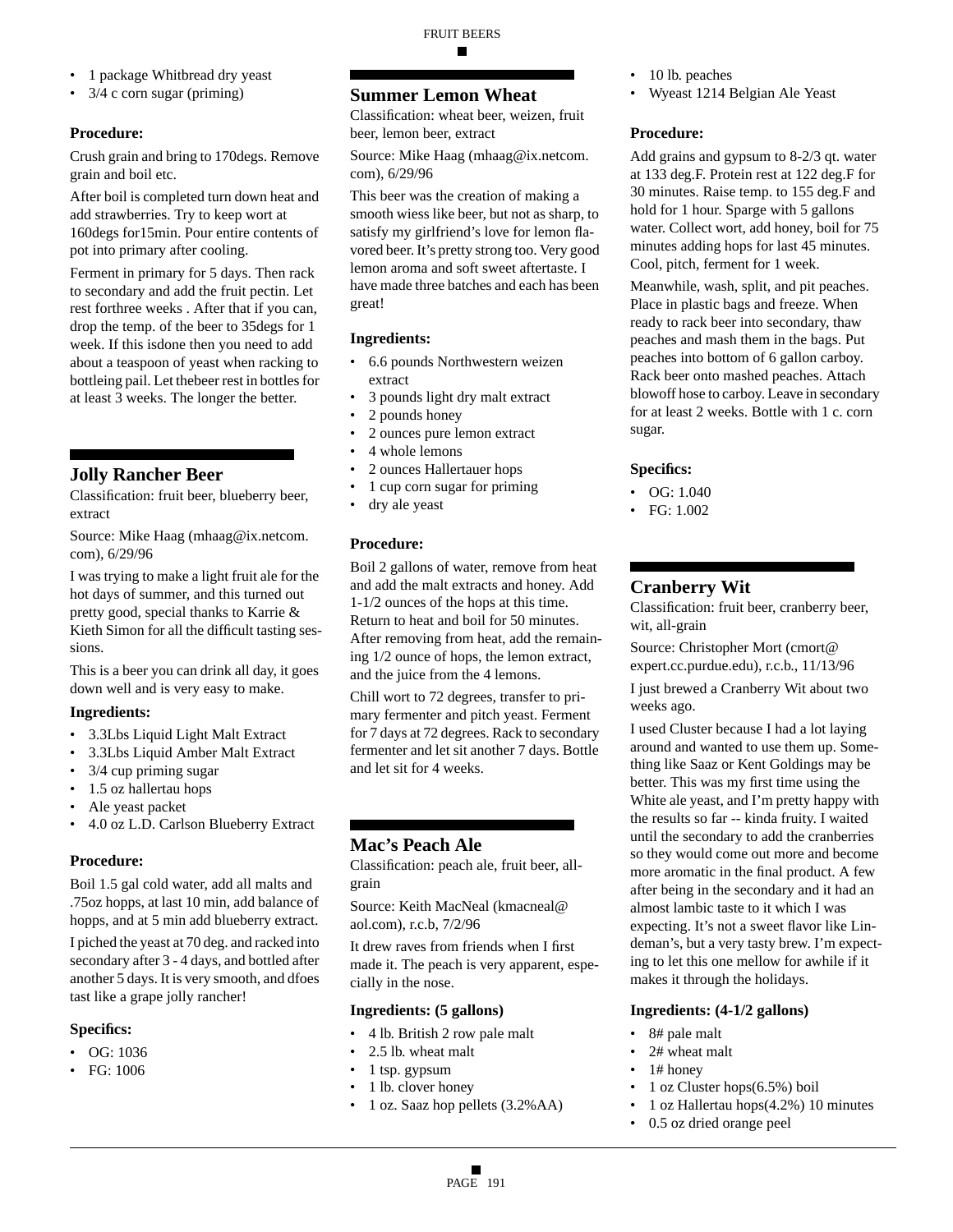- 1 package Whitbread dry yeast
- 3/4 c corn sugar (priming)

### Procedure:

Crush grain and bring to 170degs. Remove grain and boil etc.

After boil is completed turn down heat and add strawberries. Try to keep wort at 160degs for15min. Pour entire contents of pot into primary after cooling.

Ferment in primary for 5 days. Then rack to secondary and add the fruit pectin. Let rest forthree weeks . After that if you can, drop the temp. of the beer to 35degs for 1 week. If this isdone then you need to add about a teaspoon of yeast when racking to bottleing pail. Let thebeer rest in bottles for at least 3 weeks. The longer the better.

## Jolly Rancher Beer

Classification: fruit beer, blueberry beer, extract

Source: Mike Haag (mhaag@ix.netcom.com), 6/29/96

I was trying to make a light fruit ale for the hot days of summer, and this turned out pretty good, special thanks to Karrie & Kieth Simon for all the difficult tasting sessions.

This is a beer you can drink all day, it goes down well and is very easy to make.

### Ingredients:

- 3.3Lbs Liquid Light Malt Extract
- 3.3Lbs Liquid Amber Malt Extract
- 3/4 cup priming sugar
- 1.5 oz hallertau hops
- Ale yeast packet
- 4.0 oz L.D. Carlson Blueberry Extract

### Procedure:

Boil 1.5 gal cold water, add all malts and .75oz hopps, at last 10 min, add balance of hopps, and at 5 min add blueberry extract.

I piched the yeast at 70 deg. and racked into secondary after 3 - 4 days, and bottled after another 5 days. It is very smooth, and dfoes tast like a grape jolly rancher!

### Specifics:

- OG: 1036
- FG: 1006

## Summer Lemon Wheat

Classification: wheat beer, weizen, fruit beer, lemon beer, extract

Source: Mike Haag (mhaag@ix.netcom.com), 6/29/96

This beer was the creation of making a smooth wiess like beer, but not as sharp, to satisfy my girlfriend's love for lemon flavored beer. It's pretty strong too. Very good lemon aroma and soft sweet aftertaste. I have made three batches and each has been great!

### Ingredients:

- 6.6 pounds Northwestern weizen extract
- 3 pounds light dry malt extract
- 2 pounds honey
- 2 ounces pure lemon extract
- 4 whole lemons
- 2 ounces Hallertauer hops
- 1 cup corn sugar for priming
- dry ale yeast

### Procedure:

Boil 2 gallons of water, remove from heat and add the malt extracts and honey. Add 1-1/2 ounces of the hops at this time. Return to heat and boil for 50 minutes. After removing from heat, add the remaining 1/2 ounce of hops, the lemon extract, and the juice from the 4 lemons.

Chill wort to 72 degrees, transfer to primary fermenter and pitch yeast. Ferment for 7 days at 72 degrees. Rack to secondary fermenter and let sit another 7 days. Bottle and let sit for 4 weeks.

## Mac's Peach Ale

Classification: peach ale, fruit beer, all-grain

Source: Keith MacNeal (kmacneal@aol.com), r.c.b, 7/2/96

It drew raves from friends when I first made it. The peach is very apparent, especially in the nose.

### Ingredients: (5 gallons)

- 4 lb. British 2 row pale malt
- 2.5 lb. wheat malt
- 1 tsp. gypsum
- 1 lb. clover honey
- 1 oz. Saaz hop pellets (3.2%AA)
- 10 lb. peaches
- Wyeast 1214 Belgian Ale Yeast

### Procedure:

Add grains and gypsum to 8-2/3 qt. water at 133 deg.F. Protein rest at 122 deg.F for 30 minutes. Raise temp. to 155 deg.F and hold for 1 hour. Sparge with 5 gallons water. Collect wort, add honey, boil for 75 minutes adding hops for last 45 minutes. Cool, pitch, ferment for 1 week.

Meanwhile, wash, split, and pit peaches. Place in plastic bags and freeze. When ready to rack beer into secondary, thaw peaches and mash them in the bags. Put peaches into bottom of 6 gallon carboy. Rack beer onto mashed peaches. Attach blowoff hose to carboy. Leave in secondary for at least 2 weeks. Bottle with 1 c. corn sugar.

### Specifics:

- OG: 1.040
- FG: 1.002

## Cranberry Wit

Classification: fruit beer, cranberry beer, wit, all-grain

Source: Christopher Mort (cmort@expert.cc.purdue.edu), r.c.b., 11/13/96

I just brewed a Cranberry Wit about two weeks ago.

I used Cluster because I had a lot laying around and wanted to use them up. Something like Saaz or Kent Goldings may be better. This was my first time using the White ale yeast, and I'm pretty happy with the results so far -- kinda fruity. I waited until the secondary to add the cranberries so they would come out more and become more aromatic in the final product. A few after being in the secondary and it had an almost lambic taste to it which I was expecting. It's not a sweet flavor like Lindeman's, but a very tasty brew. I'm expecting to let this one mellow for awhile if it makes it through the holidays.

### Ingredients: (4-1/2 gallons)

- 8# pale malt
- 2# wheat malt
- 1# honey
- 1 oz Cluster hops(6.5%) boil
- 1 oz Hallertau hops(4.2%) 10 minutes
- 0.5 oz dried orange peel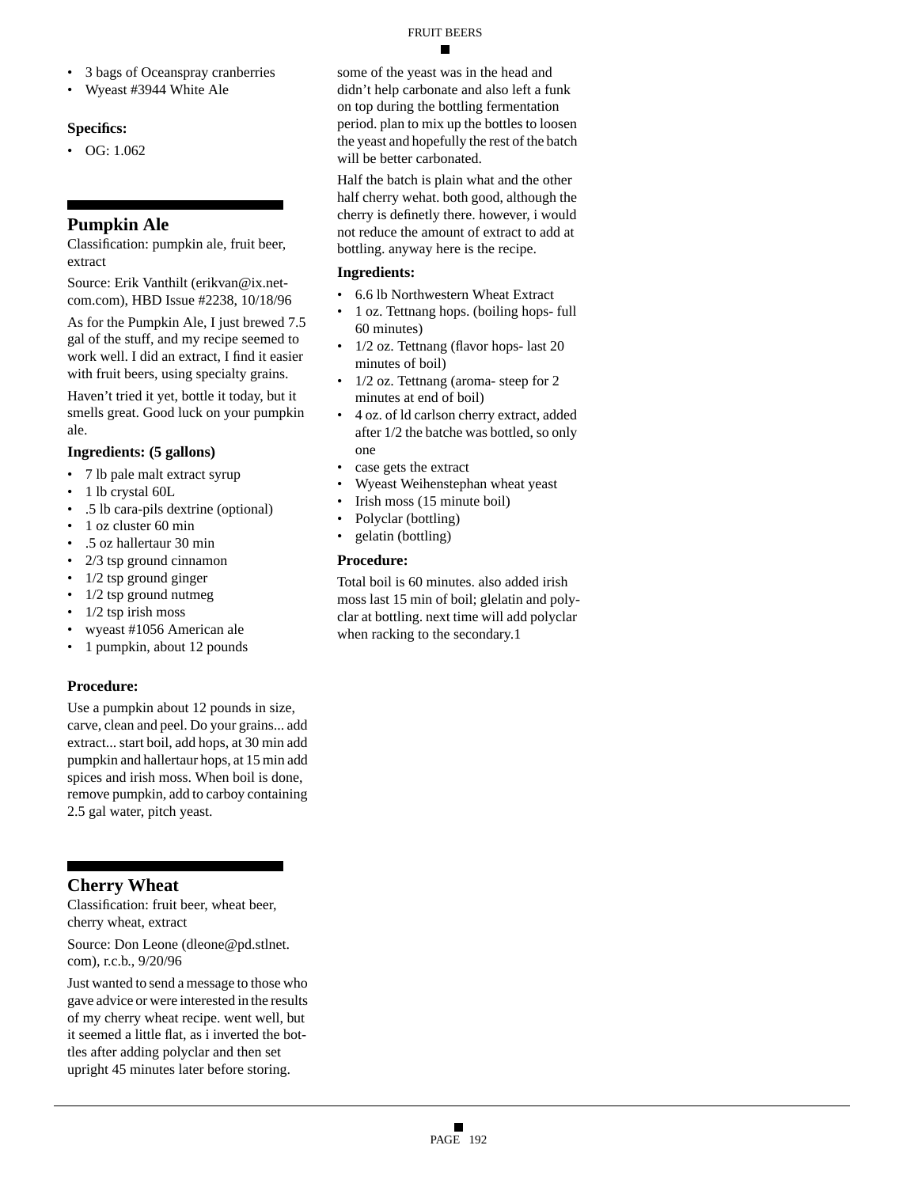- 3 bags of Oceanspray cranberries
- Wyeast #3944 White Ale

**Specifics:**

- OG: 1.062

## Pumpkin Ale

Classification: pumpkin ale, fruit beer, extract

Source: Erik Vanthilt (erikvan@ix.netcom.com), HBD Issue #2238, 10/18/96

As for the Pumpkin Ale, I just brewed 7.5 gal of the stuff, and my recipe seemed to work well. I did an extract, I find it easier with fruit beers, using specialty grains.

Haven't tried it yet, bottle it today, but it smells great. Good luck on your pumpkin ale.

**Ingredients: (5 gallons)**

- 7 lb pale malt extract syrup
- 1 lb crystal 60L
- .5 lb cara-pils dextrine (optional)
- 1 oz cluster 60 min
- .5 oz hallertaur 30 min
- 2/3 tsp ground cinnamon
- 1/2 tsp ground ginger
- 1/2 tsp ground nutmeg
- 1/2 tsp irish moss
- wyeast #1056 American ale
- 1 pumpkin, about 12 pounds

**Procedure:**

Use a pumpkin about 12 pounds in size, carve, clean and peel. Do your grains... add extract... start boil, add hops, at 30 min add pumpkin and hallertaur hops, at 15 min add spices and irish moss. When boil is done, remove pumpkin, add to carboy containing 2.5 gal water, pitch yeast.

## Cherry Wheat

Classification: fruit beer, wheat beer, cherry wheat, extract

Source: Don Leone (dleone@pd.stlnet.com), r.c.b., 9/20/96

Just wanted to send a message to those who gave advice or were interested in the results of my cherry wheat recipe. went well, but it seemed a little flat, as i inverted the bottles after adding polyclar and then set upright 45 minutes later before storing. some of the yeast was in the head and didn't help carbonate and also left a funk on top during the bottling fermentation period. plan to mix up the bottles to loosen the yeast and hopefully the rest of the batch will be better carbonated.

Half the batch is plain what and the other half cherry wehat. both good, although the cherry is definetly there. however, i would not reduce the amount of extract to add at bottling. anyway here is the recipe.

**Ingredients:**

- 6.6 lb Northwestern Wheat Extract
- 1 oz. Tettnang hops. (boiling hops- full 60 minutes)
- 1/2 oz. Tettnang (flavor hops- last 20 minutes of boil)
- 1/2 oz. Tettnang (aroma- steep for 2 minutes at end of boil)
- 4 oz. of ld carlson cherry extract, added after 1/2 the batche was bottled, so only one
- case gets the extract
- Wyeast Weihenstephan wheat yeast
- Irish moss (15 minute boil)
- Polyclar (bottling)
- gelatin (bottling)

**Procedure:**

Total boil is 60 minutes. also added irish moss last 15 min of boil; glelatin and polyclar at bottling. next time will add polyclar when racking to the secondary.1